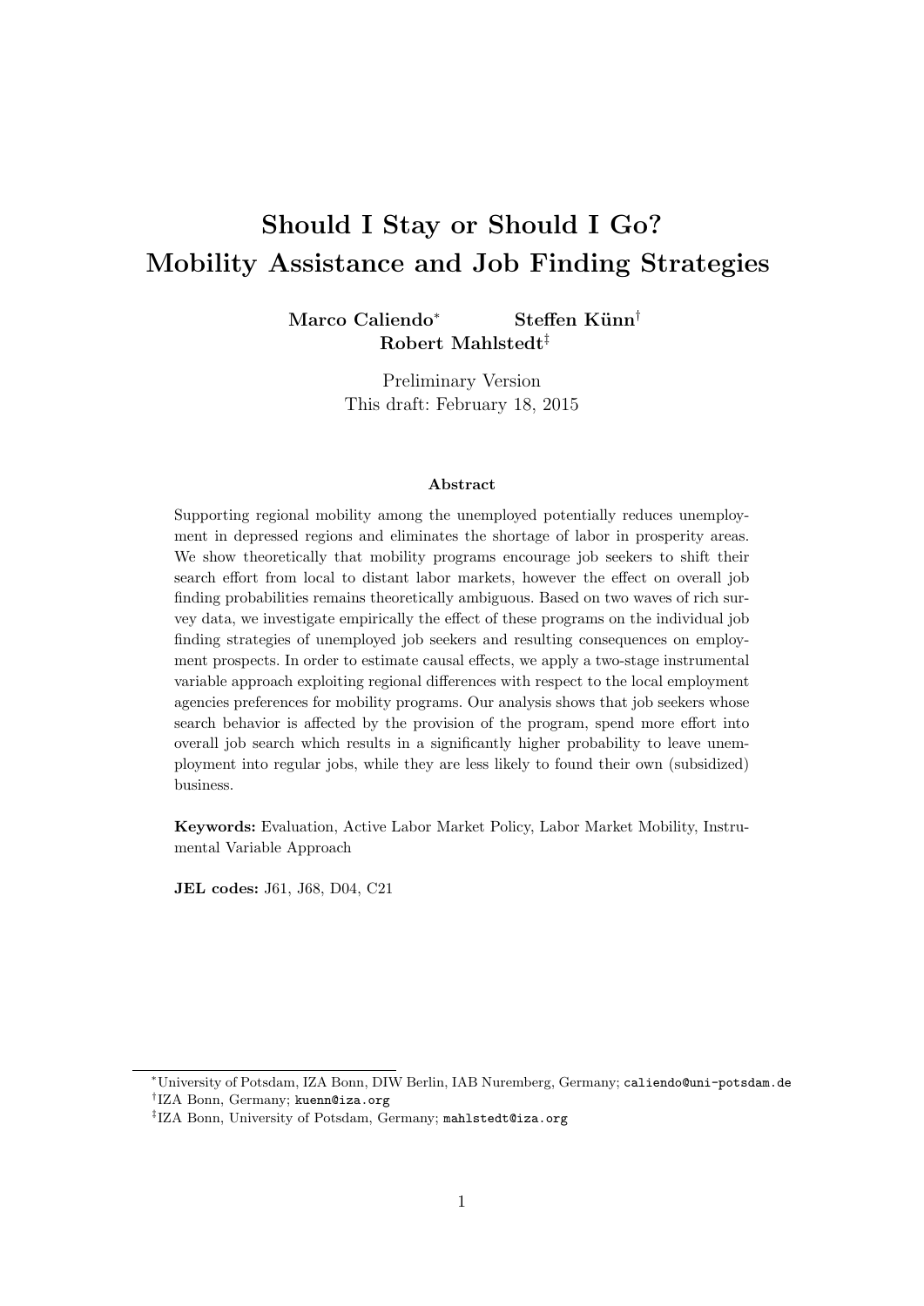# Should I Stay or Should I Go? Mobility Assistance and Job Finding Strategies

**Marco Caliendo**[*] **Steffen Künn**[†] **Robert Mahlstedt**[‡]

Preliminary Version
This draft: February 18, 2015

### Abstract

Supporting regional mobility among the unemployed potentially reduces unemployment in depressed regions and eliminates the shortage of labor in prosperity areas. We show theoretically that mobility programs encourage job seekers to shift their search effort from local to distant labor markets, however the effect on overall job finding probabilities remains theoretically ambiguous. Based on two waves of rich survey data, we investigate empirically the effect of these programs on the individual job finding strategies of unemployed job seekers and resulting consequences on employment prospects. In order to estimate causal effects, we apply a two-stage instrumental variable approach exploiting regional differences with respect to the local employment agencies preferences for mobility programs. Our analysis shows that job seekers whose search behavior is affected by the provision of the program, spend more effort into overall job search which results in a significantly higher probability to leave unemployment into regular jobs, while they are less likely to found their own (subsidized) business.

**Keywords:** Evaluation, Active Labor Market Policy, Labor Market Mobility, Instrumental Variable Approach

**JEL codes:** J61, J68, D04, C21

---

[*] University of Potsdam, IZA Bonn, DIW Berlin, IAB Nuremberg, Germany; caliendo@uni-potsdam.de

[†] IZA Bonn, Germany; kuenn@iza.org

[‡] IZA Bonn, University of Potsdam, Germany; mahlstedt@iza.org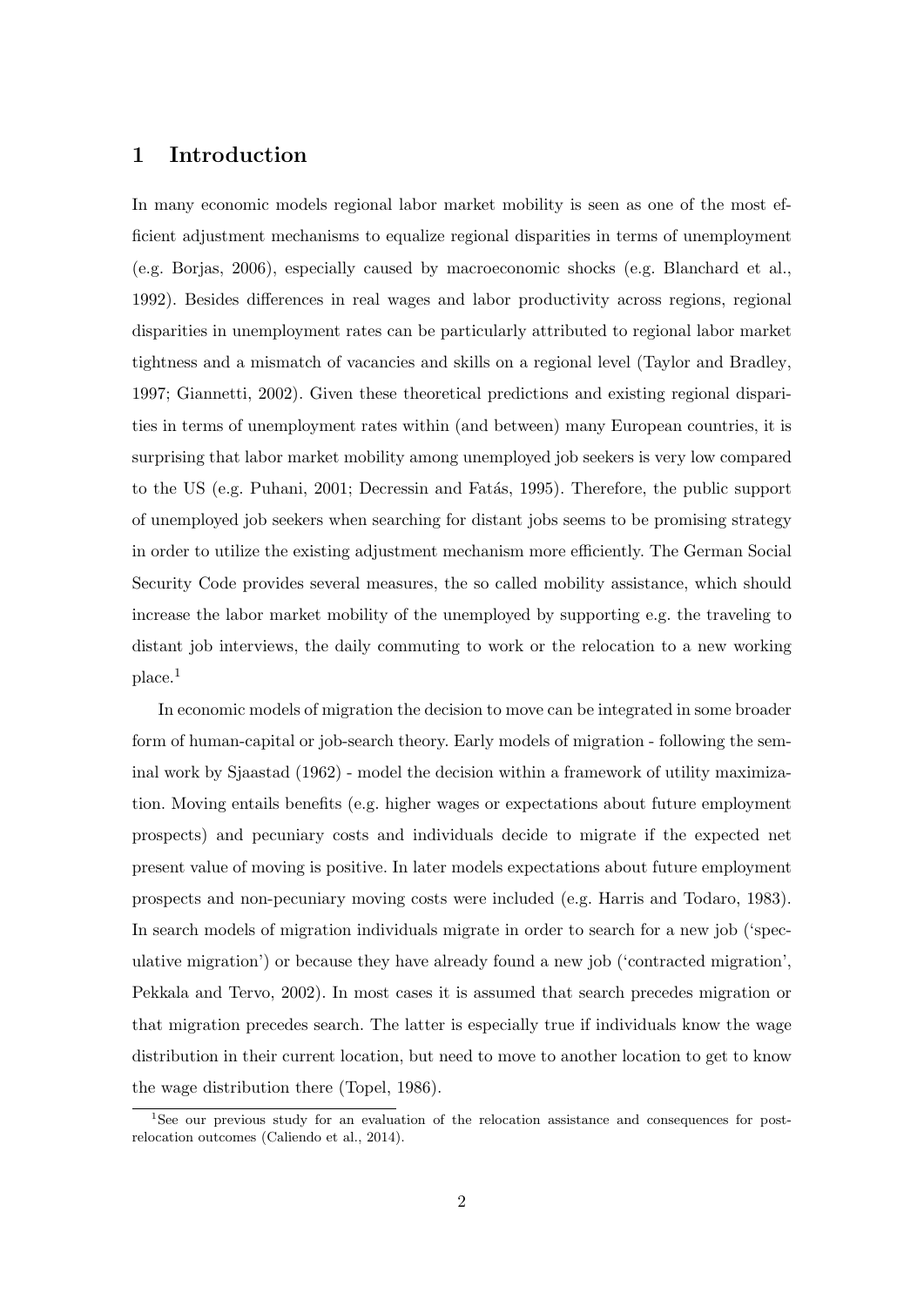# 1 Introduction

In many economic models regional labor market mobility is seen as one of the most efficient adjustment mechanisms to equalize regional disparities in terms of unemployment (e.g. Borjas, 2006), especially caused by macroeconomic shocks (e.g. Blanchard et al., 1992). Besides differences in real wages and labor productivity across regions, regional disparities in unemployment rates can be particularly attributed to regional labor market tightness and a mismatch of vacancies and skills on a regional level (Taylor and Bradley, 1997; Giannetti, 2002). Given these theoretical predictions and existing regional disparities in terms of unemployment rates within (and between) many European countries, it is surprising that labor market mobility among unemployed job seekers is very low compared to the US (e.g. Puhani, 2001; Decressin and Fatás, 1995). Therefore, the public support of unemployed job seekers when searching for distant jobs seems to be promising strategy in order to utilize the existing adjustment mechanism more efficiently. The German Social Security Code provides several measures, the so called mobility assistance, which should increase the labor market mobility of the unemployed by supporting e.g. the traveling to distant job interviews, the daily commuting to work or the relocation to a new working place.[1]

In economic models of migration the decision to move can be integrated in some broader form of human-capital or job-search theory. Early models of migration - following the seminal work by Sjaastad (1962) - model the decision within a framework of utility maximization. Moving entails benefits (e.g. higher wages or expectations about future employment prospects) and pecuniary costs and individuals decide to migrate if the expected net present value of moving is positive. In later models expectations about future employment prospects and non-pecuniary moving costs were included (e.g. Harris and Todaro, 1983). In search models of migration individuals migrate in order to search for a new job ('speculative migration') or because they have already found a new job ('contracted migration', Pekkala and Tervo, 2002). In most cases it is assumed that search precedes migration or that migration precedes search. The latter is especially true if individuals know the wage distribution in their current location, but need to move to another location to get to know the wage distribution there (Topel, 1986).

[1] See our previous study for an evaluation of the relocation assistance and consequences for post-relocation outcomes (Caliendo et al., 2014).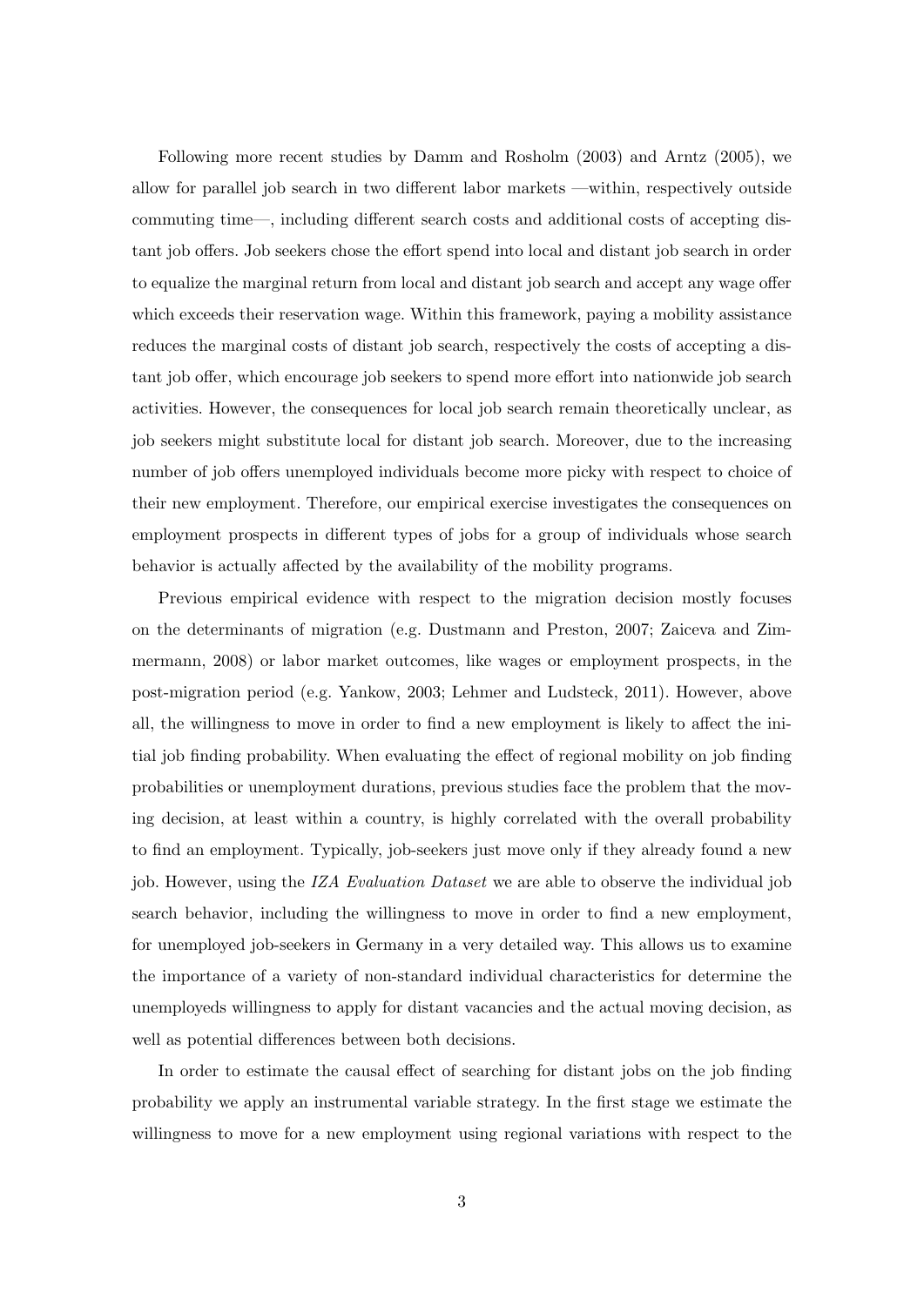Following more recent studies by Damm and Rosholm (2003) and Arntz (2005), we allow for parallel job search in two different labor markets —within, respectively outside commuting time—, including different search costs and additional costs of accepting distant job offers. Job seekers chose the effort spend into local and distant job search in order to equalize the marginal return from local and distant job search and accept any wage offer which exceeds their reservation wage. Within this framework, paying a mobility assistance reduces the marginal costs of distant job search, respectively the costs of accepting a distant job offer, which encourage job seekers to spend more effort into nationwide job search activities. However, the consequences for local job search remain theoretically unclear, as job seekers might substitute local for distant job search. Moreover, due to the increasing number of job offers unemployed individuals become more picky with respect to choice of their new employment. Therefore, our empirical exercise investigates the consequences on employment prospects in different types of jobs for a group of individuals whose search behavior is actually affected by the availability of the mobility programs.

Previous empirical evidence with respect to the migration decision mostly focuses on the determinants of migration (e.g. Dustmann and Preston, 2007; Zaiceva and Zimmermann, 2008) or labor market outcomes, like wages or employment prospects, in the post-migration period (e.g. Yankow, 2003; Lehmer and Ludsteck, 2011). However, above all, the willingness to move in order to find a new employment is likely to affect the initial job finding probability. When evaluating the effect of regional mobility on job finding probabilities or unemployment durations, previous studies face the problem that the moving decision, at least within a country, is highly correlated with the overall probability to find an employment. Typically, job-seekers just move only if they already found a new job. However, using the *IZA Evaluation Dataset* we are able to observe the individual job search behavior, including the willingness to move in order to find a new employment, for unemployed job-seekers in Germany in a very detailed way. This allows us to examine the importance of a variety of non-standard individual characteristics for determine the unemployeds willingness to apply for distant vacancies and the actual moving decision, as well as potential differences between both decisions.

In order to estimate the causal effect of searching for distant jobs on the job finding probability we apply an instrumental variable strategy. In the first stage we estimate the willingness to move for a new employment using regional variations with respect to the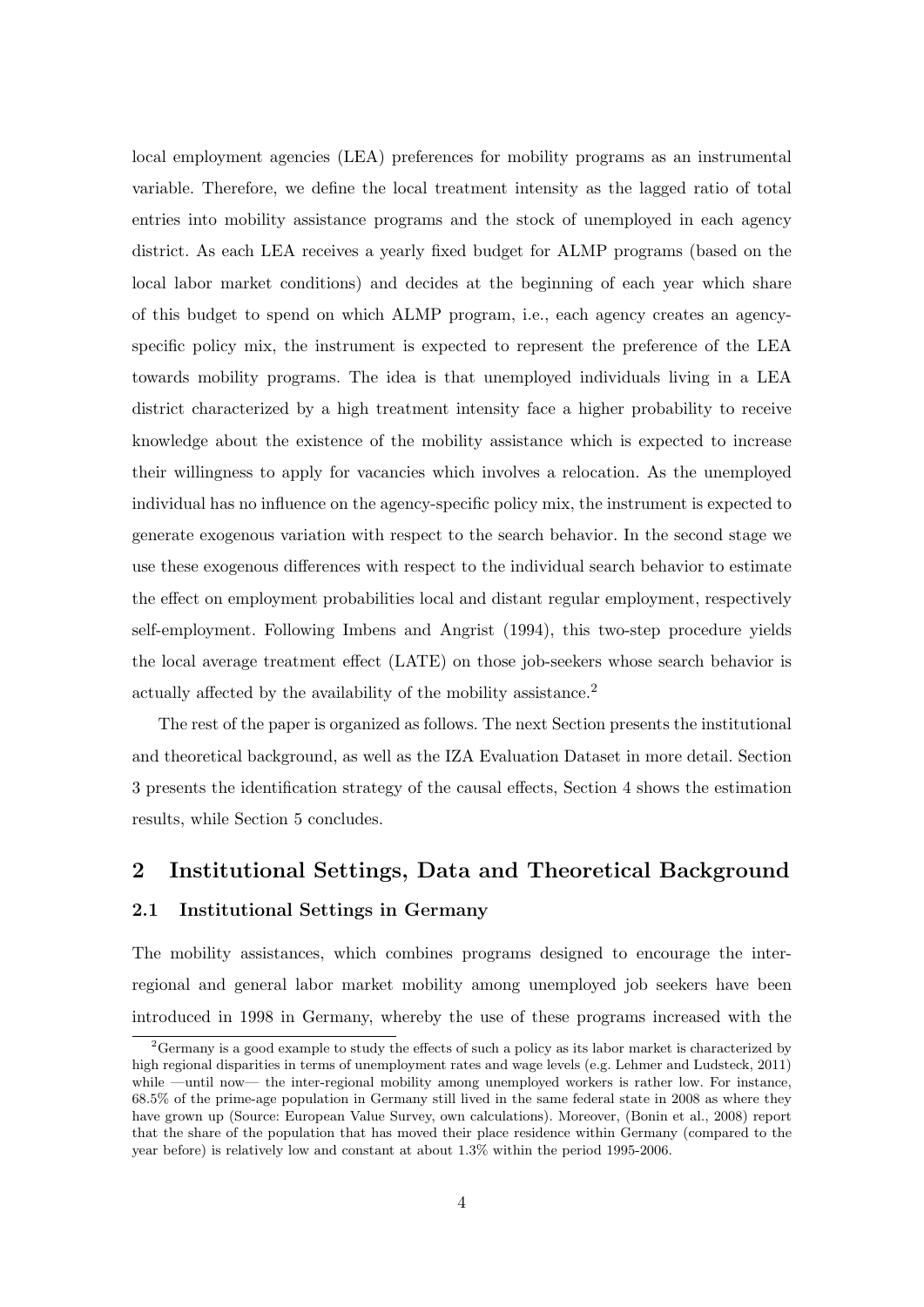local employment agencies (LEA) preferences for mobility programs as an instrumental variable. Therefore, we define the local treatment intensity as the lagged ratio of total entries into mobility assistance programs and the stock of unemployed in each agency district. As each LEA receives a yearly fixed budget for ALMP programs (based on the local labor market conditions) and decides at the beginning of each year which share of this budget to spend on which ALMP program, i.e., each agency creates an agency-specific policy mix, the instrument is expected to represent the preference of the LEA towards mobility programs. The idea is that unemployed individuals living in a LEA district characterized by a high treatment intensity face a higher probability to receive knowledge about the existence of the mobility assistance which is expected to increase their willingness to apply for vacancies which involves a relocation. As the unemployed individual has no influence on the agency-specific policy mix, the instrument is expected to generate exogenous variation with respect to the search behavior. In the second stage we use these exogenous differences with respect to the individual search behavior to estimate the effect on employment probabilities local and distant regular employment, respectively self-employment. Following Imbens and Angrist (1994), this two-step procedure yields the local average treatment effect (LATE) on those job-seekers whose search behavior is actually affected by the availability of the mobility assistance.[2]

The rest of the paper is organized as follows. The next Section presents the institutional and theoretical background, as well as the IZA Evaluation Dataset in more detail. Section 3 presents the identification strategy of the causal effects, Section 4 shows the estimation results, while Section 5 concludes.

## 2 Institutional Settings, Data and Theoretical Background

### 2.1 Institutional Settings in Germany

The mobility assistances, which combines programs designed to encourage the inter-regional and general labor market mobility among unemployed job seekers have been introduced in 1998 in Germany, whereby the use of these programs increased with the

[2]Germany is a good example to study the effects of such a policy as its labor market is characterized by high regional disparities in terms of unemployment rates and wage levels (e.g. Lehmer and Ludsteck, 2011) while —until now— the inter-regional mobility among unemployed workers is rather low. For instance, 68.5% of the prime-age population in Germany still lived in the same federal state in 2008 as where they have grown up (Source: European Value Survey, own calculations). Moreover, (Bonin et al., 2008) report that the share of the population that has moved their place residence within Germany (compared to the year before) is relatively low and constant at about 1.3% within the period 1995-2006.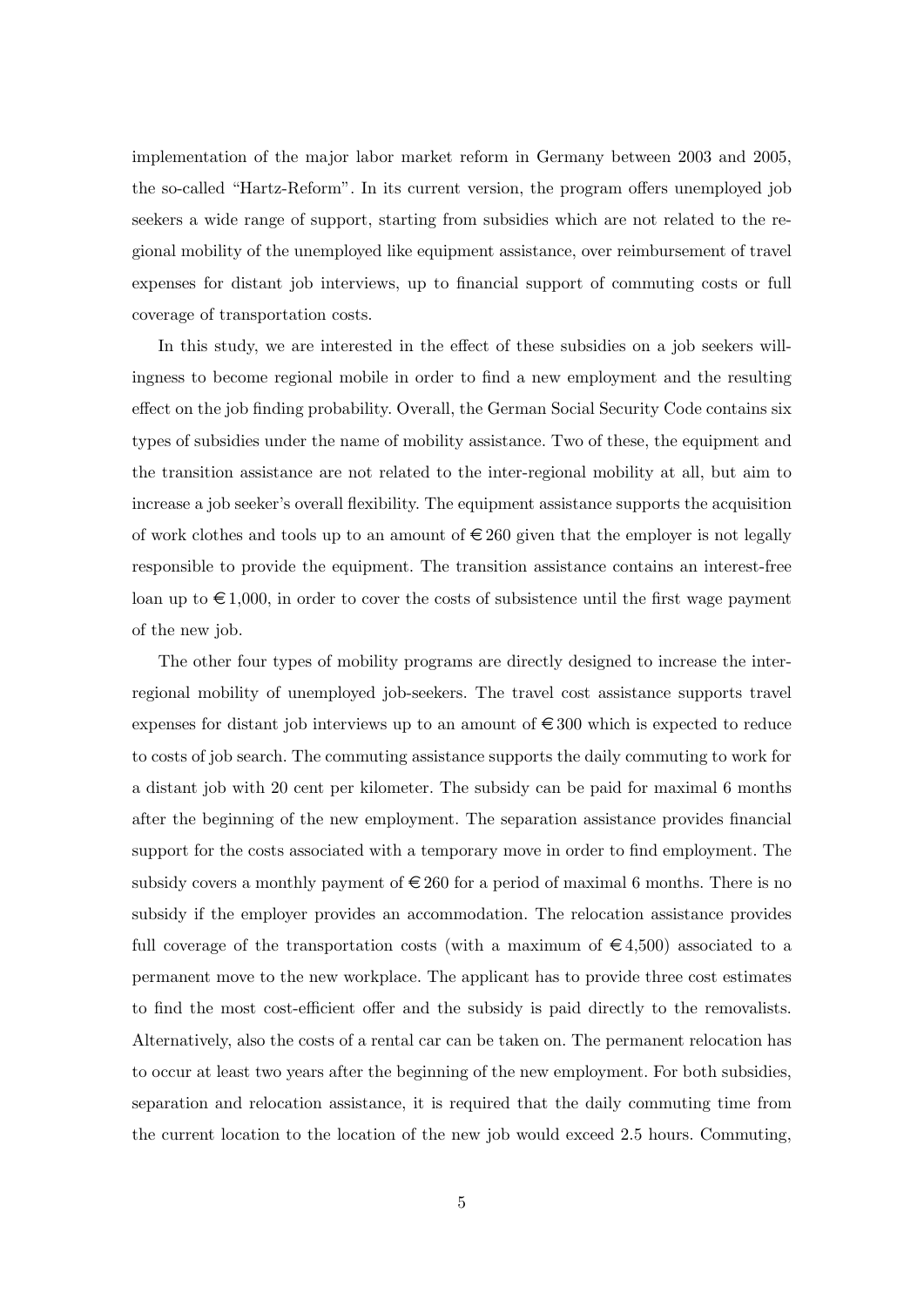implementation of the major labor market reform in Germany between 2003 and 2005, the so-called "Hartz-Reform". In its current version, the program offers unemployed job seekers a wide range of support, starting from subsidies which are not related to the regional mobility of the unemployed like equipment assistance, over reimbursement of travel expenses for distant job interviews, up to financial support of commuting costs or full coverage of transportation costs.

In this study, we are interested in the effect of these subsidies on a job seekers willingness to become regional mobile in order to find a new employment and the resulting effect on the job finding probability. Overall, the German Social Security Code contains six types of subsidies under the name of mobility assistance. Two of these, the equipment and the transition assistance are not related to the inter-regional mobility at all, but aim to increase a job seeker's overall flexibility. The equipment assistance supports the acquisition of work clothes and tools up to an amount of €260 given that the employer is not legally responsible to provide the equipment. The transition assistance contains an interest-free loan up to €1,000, in order to cover the costs of subsistence until the first wage payment of the new job.

The other four types of mobility programs are directly designed to increase the inter-regional mobility of unemployed job-seekers. The travel cost assistance supports travel expenses for distant job interviews up to an amount of €300 which is expected to reduce to costs of job search. The commuting assistance supports the daily commuting to work for a distant job with 20 cent per kilometer. The subsidy can be paid for maximal 6 months after the beginning of the new employment. The separation assistance provides financial support for the costs associated with a temporary move in order to find employment. The subsidy covers a monthly payment of €260 for a period of maximal 6 months. There is no subsidy if the employer provides an accommodation. The relocation assistance provides full coverage of the transportation costs (with a maximum of €4,500) associated to a permanent move to the new workplace. The applicant has to provide three cost estimates to find the most cost-efficient offer and the subsidy is paid directly to the removalists. Alternatively, also the costs of a rental car can be taken on. The permanent relocation has to occur at least two years after the beginning of the new employment. For both subsidies, separation and relocation assistance, it is required that the daily commuting time from the current location to the location of the new job would exceed 2.5 hours. Commuting,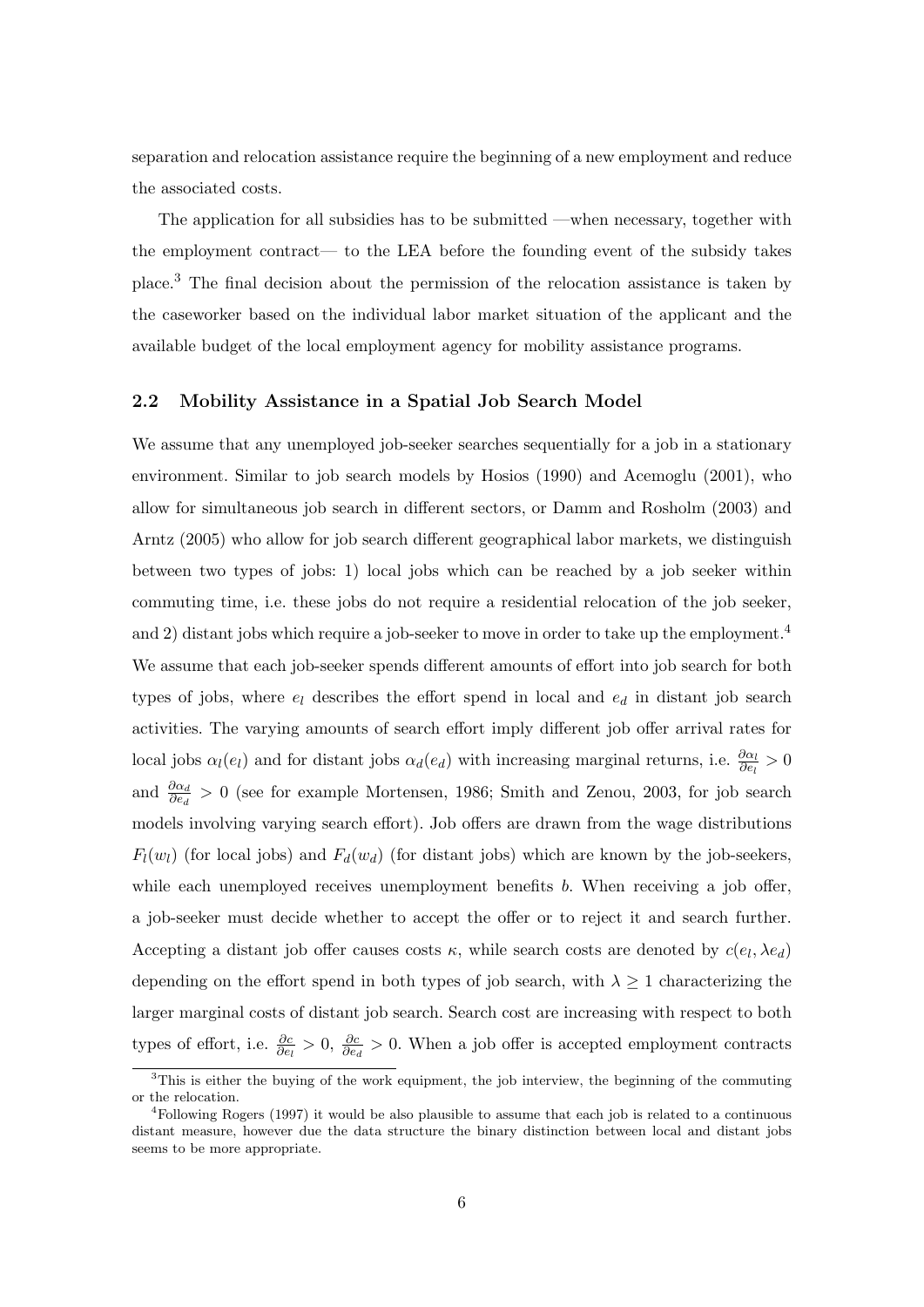separation and relocation assistance require the beginning of a new employment and reduce the associated costs.

The application for all subsidies has to be submitted —when necessary, together with the employment contract— to the LEA before the founding event of the subsidy takes place.[3] The final decision about the permission of the relocation assistance is taken by the caseworker based on the individual labor market situation of the applicant and the available budget of the local employment agency for mobility assistance programs.

### 2.2 Mobility Assistance in a Spatial Job Search Model

We assume that any unemployed job-seeker searches sequentially for a job in a stationary environment. Similar to job search models by Hosios (1990) and Acemoglu (2001), who allow for simultaneous job search in different sectors, or Damm and Rosholm (2003) and Arntz (2005) who allow for job search different geographical labor markets, we distinguish between two types of jobs: 1) local jobs which can be reached by a job seeker within commuting time, i.e. these jobs do not require a residential relocation of the job seeker, and 2) distant jobs which require a job-seeker to move in order to take up the employment.[4] We assume that each job-seeker spends different amounts of effort into job search for both types of jobs, where $e_l$ describes the effort spend in local and $e_d$ in distant job search activities. The varying amounts of search effort imply different job offer arrival rates for local jobs $\alpha_l(e_l)$ and for distant jobs $\alpha_d(e_d)$ with increasing marginal returns, i.e. $\frac{\partial \alpha_l}{\partial e_l} > 0$ and $\frac{\partial \alpha_d}{\partial e_d} > 0$ (see for example Mortensen, 1986; Smith and Zenou, 2003, for job search models involving varying search effort). Job offers are drawn from the wage distributions $F_l(w_l)$ (for local jobs) and $F_d(w_d)$ (for distant jobs) which are known by the job-seekers, while each unemployed receives unemployment benefits $b$. When receiving a job offer, a job-seeker must decide whether to accept the offer or to reject it and search further. Accepting a distant job offer causes costs $\kappa$, while search costs are denoted by $c(e_l, \lambda e_d)$ depending on the effort spend in both types of job search, with $\lambda \geq 1$ characterizing the larger marginal costs of distant job search. Search cost are increasing with respect to both types of effort, i.e. $\frac{\partial c}{\partial e_l} > 0$, $\frac{\partial c}{\partial e_d} > 0$. When a job offer is accepted employment contracts

---

[3] This is either the buying of the work equipment, the job interview, the beginning of the commuting or the relocation.

[4] Following Rogers (1997) it would be also plausible to assume that each job is related to a continuous distant measure, however due the data structure the binary distinction between local and distant jobs seems to be more appropriate.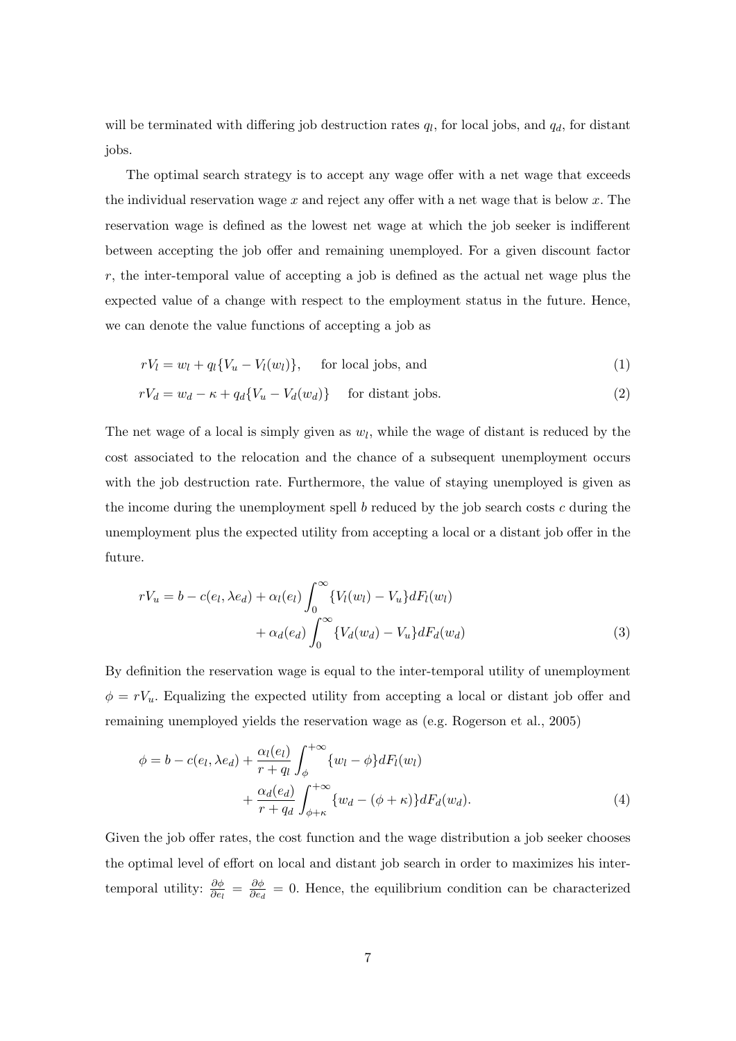will be terminated with differing job destruction rates $q_l$, for local jobs, and $q_d$, for distant jobs.

The optimal search strategy is to accept any wage offer with a net wage that exceeds the individual reservation wage $x$ and reject any offer with a net wage that is below $x$. The reservation wage is defined as the lowest net wage at which the job seeker is indifferent between accepting the job offer and remaining unemployed. For a given discount factor $r$, the inter-temporal value of accepting a job is defined as the actual net wage plus the expected value of a change with respect to the employment status in the future. Hence, we can denote the value functions of accepting a job as

$$rV_l = w_l + q_l\{V_u - V_l(w_l)\}, \quad \text{for local jobs, and} \tag{1}$$

$$rV_d = w_d - \kappa + q_d\{V_u - V_d(w_d)\} \quad \text{for distant jobs.} \tag{2}$$

The net wage of a local is simply given as $w_l$, while the wage of distant is reduced by the cost associated to the relocation and the chance of a subsequent unemployment occurs with the job destruction rate. Furthermore, the value of staying unemployed is given as the income during the unemployment spell $b$ reduced by the job search costs $c$ during the unemployment plus the expected utility from accepting a local or a distant job offer in the future.

$$\begin{aligned} rV_u = b - c(e_l, \lambda e_d) &+ \alpha_l(e_l)\int_0^{\infty}\{V_l(w_l) - V_u\}dF_l(w_l) \\ &+ \alpha_d(e_d)\int_0^{\infty}\{V_d(w_d) - V_u\}dF_d(w_d) \end{aligned} \tag{3}$$

By definition the reservation wage is equal to the inter-temporal utility of unemployment $\phi = rV_u$. Equalizing the expected utility from accepting a local or distant job offer and remaining unemployed yields the reservation wage as (e.g. Rogerson et al., 2005)

$$\begin{aligned} \phi = b - c(e_l, \lambda e_d) &+ \frac{\alpha_l(e_l)}{r + q_l}\int_{\phi}^{+\infty}\{w_l - \phi\}dF_l(w_l) \\ &+ \frac{\alpha_d(e_d)}{r + q_d}\int_{\phi+\kappa}^{+\infty}\{w_d - (\phi + \kappa)\}dF_d(w_d). \end{aligned} \tag{4}$$

Given the job offer rates, the cost function and the wage distribution a job seeker chooses the optimal level of effort on local and distant job search in order to maximizes his inter-temporal utility: $\frac{\partial \phi}{\partial e_l} = \frac{\partial \phi}{\partial e_d} = 0$. Hence, the equilibrium condition can be characterized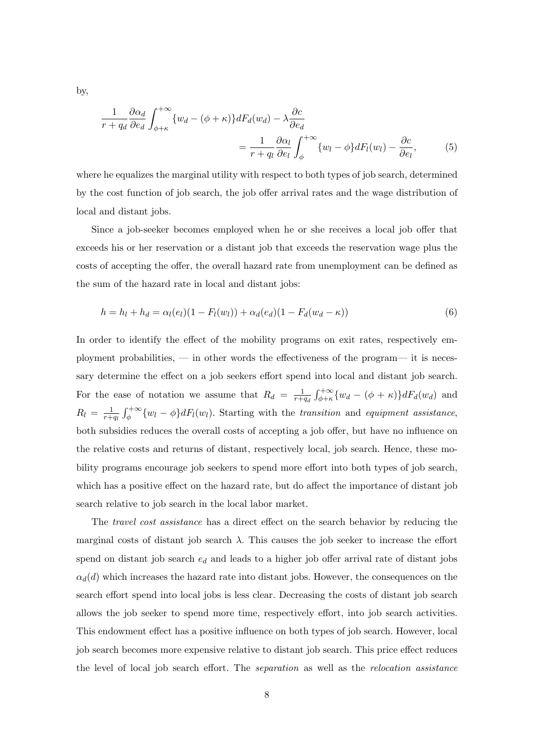by,

$$\frac{1}{r+q_d}\frac{\partial \alpha_d}{\partial e_d}\int_{\phi+\kappa}^{+\infty}\{w_d-(\phi+\kappa)\}dF_d(w_d)-\lambda\frac{\partial c}{\partial e_d}$$
$$=\frac{1}{r+q_l}\frac{\partial \alpha_l}{\partial e_l}\int_{\phi}^{+\infty}\{w_l-\phi\}dF_l(w_l)-\frac{\partial c}{\partial e_l}, \quad (5)$$

where he equalizes the marginal utility with respect to both types of job search, determined by the cost function of job search, the job offer arrival rates and the wage distribution of local and distant jobs.

Since a job-seeker becomes employed when he or she receives a local job offer that exceeds his or her reservation or a distant job that exceeds the reservation wage plus the costs of accepting the offer, the overall hazard rate from unemployment can be defined as the sum of the hazard rate in local and distant jobs:

$$h = h_l + h_d = \alpha_l(e_l)(1 - F_l(w_l)) + \alpha_d(e_d)(1 - F_d(w_d - \kappa)) \quad (6)$$

In order to identify the effect of the mobility programs on exit rates, respectively employment probabilities, — in other words the effectiveness of the program— it is necessary determine the effect on a job seekers effort spend into local and distant job search. For the ease of notation we assume that $R_d = \frac{1}{r+q_d}\int_{\phi+\kappa}^{+\infty}\{w_d-(\phi+\kappa)\}dF_d(w_d)$ and $R_l = \frac{1}{r+q_l}\int_{\phi}^{+\infty}\{w_l-\phi\}dF_l(w_l)$. Starting with the *transition* and *equipment assistance*, both subsidies reduces the overall costs of accepting a job offer, but have no influence on the relative costs and returns of distant, respectively local, job search. Hence, these mobility programs encourage job seekers to spend more effort into both types of job search, which has a positive effect on the hazard rate, but do affect the importance of distant job search relative to job search in the local labor market.

The *travel cost assistance* has a direct effect on the search behavior by reducing the marginal costs of distant job search $\lambda$. This causes the job seeker to increase the effort spend on distant job search $e_d$ and leads to a higher job offer arrival rate of distant jobs $\alpha_d(d)$ which increases the hazard rate into distant jobs. However, the consequences on the search effort spend into local jobs is less clear. Decreasing the costs of distant job search allows the job seeker to spend more time, respectively effort, into job search activities. This endowment effect has a positive influence on both types of job search. However, local job search becomes more expensive relative to distant job search. This price effect reduces the level of local job search effort. The *separation* as well as the *relocation assistance*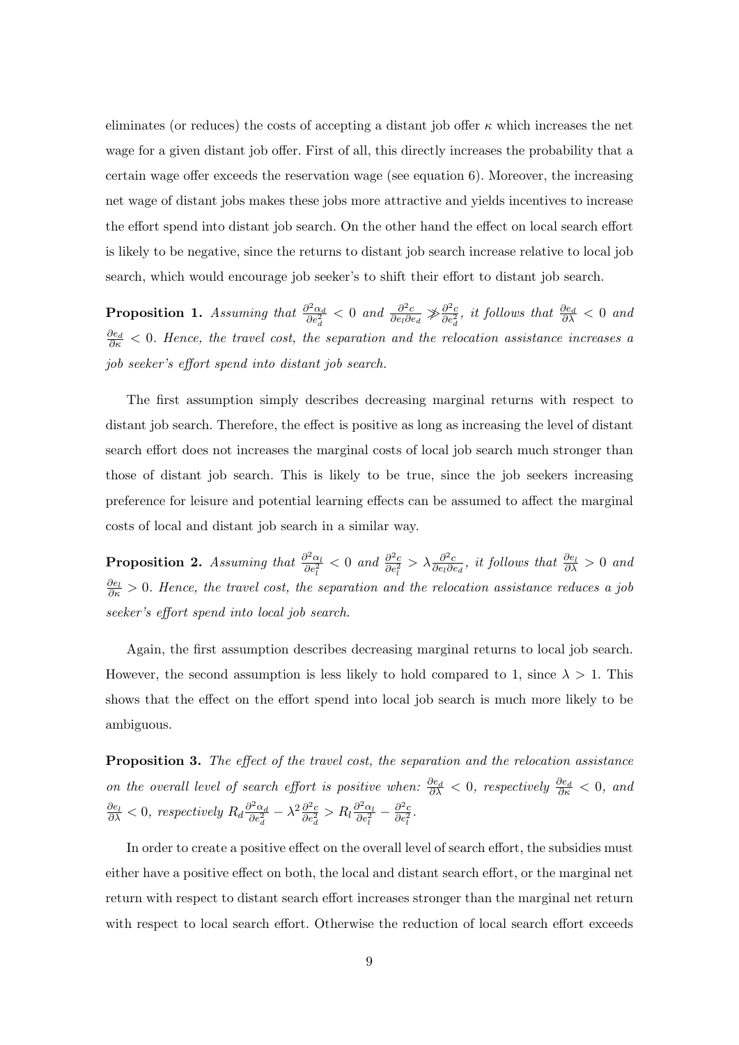eliminates (or reduces) the costs of accepting a distant job offer $\kappa$ which increases the net wage for a given distant job offer. First of all, this directly increases the probability that a certain wage offer exceeds the reservation wage (see equation 6). Moreover, the increasing net wage of distant jobs makes these jobs more attractive and yields incentives to increase the effort spend into distant job search. On the other hand the effect on local search effort is likely to be negative, since the returns to distant job search increase relative to local job search, which would encourage job seeker's to shift their effort to distant job search.

**Proposition 1.** *Assuming that* $\frac{\partial^2 \alpha_d}{\partial e_d^2} < 0$ *and* $\frac{\partial^2 c}{\partial e_l \partial e_d} \not\gg \frac{\partial^2 c}{\partial e_d^2}$*, it follows that* $\frac{\partial e_d}{\partial \lambda} < 0$ *and* $\frac{\partial e_d}{\partial \kappa} < 0$*. Hence, the travel cost, the separation and the relocation assistance increases a job seeker's effort spend into distant job search.*

The first assumption simply describes decreasing marginal returns with respect to distant job search. Therefore, the effect is positive as long as increasing the level of distant search effort does not increases the marginal costs of local job search much stronger than those of distant job search. This is likely to be true, since the job seekers increasing preference for leisure and potential learning effects can be assumed to affect the marginal costs of local and distant job search in a similar way.

**Proposition 2.** *Assuming that* $\frac{\partial^2 \alpha_l}{\partial e_l^2} < 0$ *and* $\frac{\partial^2 c}{\partial e_l^2} > \lambda \frac{\partial^2 c}{\partial e_l \partial e_d}$*, it follows that* $\frac{\partial e_l}{\partial \lambda} > 0$ *and* $\frac{\partial e_l}{\partial \kappa} > 0$*. Hence, the travel cost, the separation and the relocation assistance reduces a job seeker's effort spend into local job search.*

Again, the first assumption describes decreasing marginal returns to local job search. However, the second assumption is less likely to hold compared to 1, since $\lambda > 1$. This shows that the effect on the effort spend into local job search is much more likely to be ambiguous.

**Proposition 3.** *The effect of the travel cost, the separation and the relocation assistance on the overall level of search effort is positive when:* $\frac{\partial e_d}{\partial \lambda} < 0$*, respectively* $\frac{\partial e_d}{\partial \kappa} < 0$*, and* $\frac{\partial e_l}{\partial \lambda} < 0$*, respectively* $R_d \frac{\partial^2 \alpha_d}{\partial e_d^2} - \lambda^2 \frac{\partial^2 c}{\partial e_d^2} > R_l \frac{\partial^2 \alpha_l}{\partial e_l^2} - \frac{\partial^2 c}{\partial e_l^2}$*.*

In order to create a positive effect on the overall level of search effort, the subsidies must either have a positive effect on both, the local and distant search effort, or the marginal net return with respect to distant search effort increases stronger than the marginal net return with respect to local search effort. Otherwise the reduction of local search effort exceeds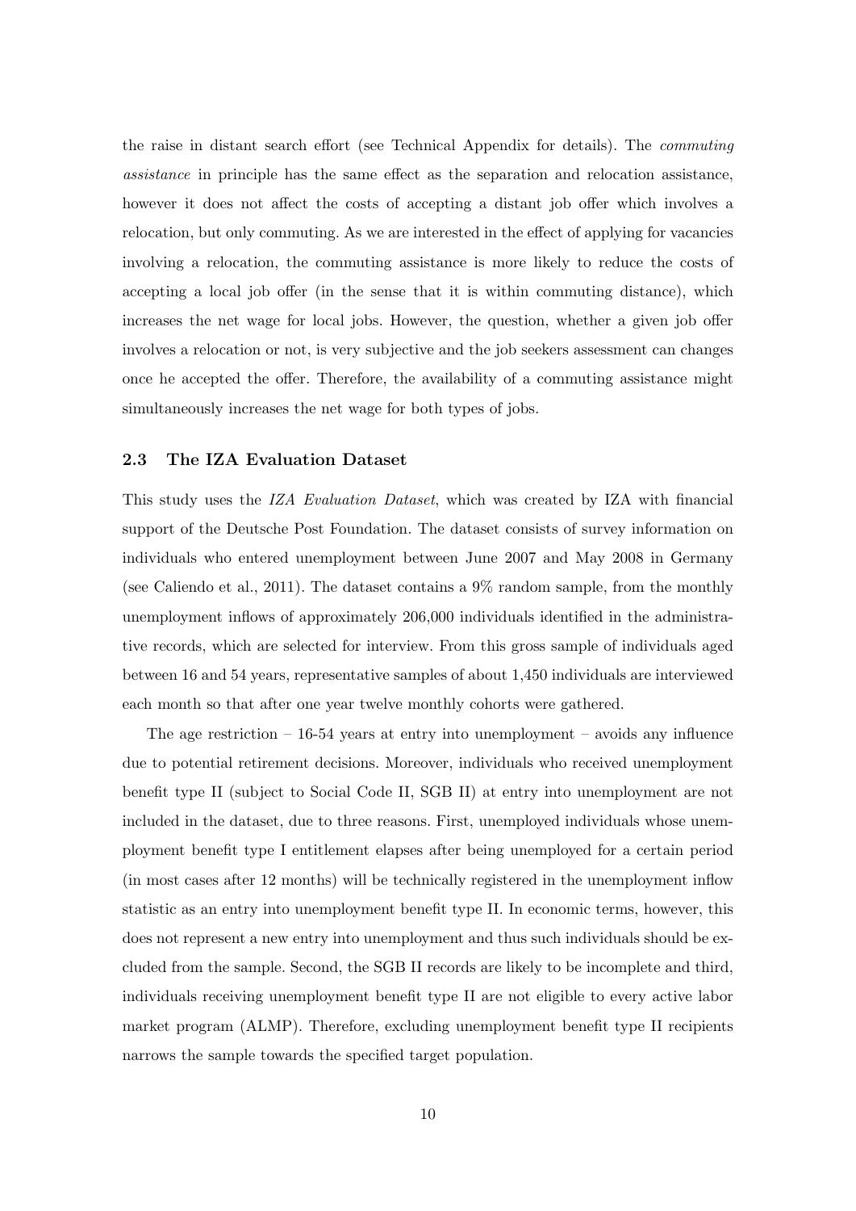the raise in distant search effort (see Technical Appendix for details). The *commuting assistance* in principle has the same effect as the separation and relocation assistance, however it does not affect the costs of accepting a distant job offer which involves a relocation, but only commuting. As we are interested in the effect of applying for vacancies involving a relocation, the commuting assistance is more likely to reduce the costs of accepting a local job offer (in the sense that it is within commuting distance), which increases the net wage for local jobs. However, the question, whether a given job offer involves a relocation or not, is very subjective and the job seekers assessment can changes once he accepted the offer. Therefore, the availability of a commuting assistance might simultaneously increases the net wage for both types of jobs.

### 2.3 The IZA Evaluation Dataset

This study uses the *IZA Evaluation Dataset*, which was created by IZA with financial support of the Deutsche Post Foundation. The dataset consists of survey information on individuals who entered unemployment between June 2007 and May 2008 in Germany (see Caliendo et al., 2011). The dataset contains a 9% random sample, from the monthly unemployment inflows of approximately 206,000 individuals identified in the administrative records, which are selected for interview. From this gross sample of individuals aged between 16 and 54 years, representative samples of about 1,450 individuals are interviewed each month so that after one year twelve monthly cohorts were gathered.

The age restriction – 16-54 years at entry into unemployment – avoids any influence due to potential retirement decisions. Moreover, individuals who received unemployment benefit type II (subject to Social Code II, SGB II) at entry into unemployment are not included in the dataset, due to three reasons. First, unemployed individuals whose unemployment benefit type I entitlement elapses after being unemployed for a certain period (in most cases after 12 months) will be technically registered in the unemployment inflow statistic as an entry into unemployment benefit type II. In economic terms, however, this does not represent a new entry into unemployment and thus such individuals should be excluded from the sample. Second, the SGB II records are likely to be incomplete and third, individuals receiving unemployment benefit type II are not eligible to every active labor market program (ALMP). Therefore, excluding unemployment benefit type II recipients narrows the sample towards the specified target population.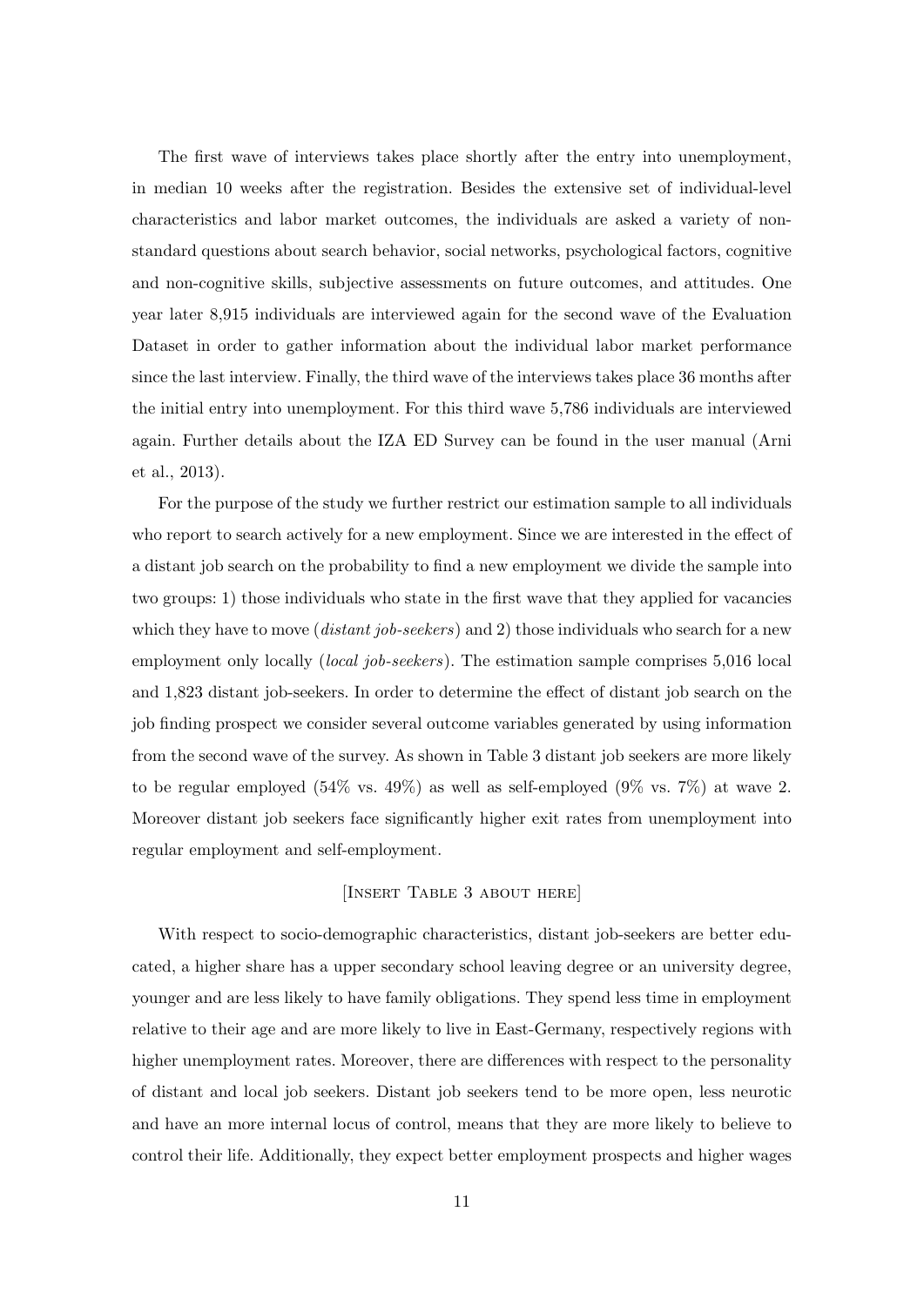The first wave of interviews takes place shortly after the entry into unemployment, in median 10 weeks after the registration. Besides the extensive set of individual-level characteristics and labor market outcomes, the individuals are asked a variety of non-standard questions about search behavior, social networks, psychological factors, cognitive and non-cognitive skills, subjective assessments on future outcomes, and attitudes. One year later 8,915 individuals are interviewed again for the second wave of the Evaluation Dataset in order to gather information about the individual labor market performance since the last interview. Finally, the third wave of the interviews takes place 36 months after the initial entry into unemployment. For this third wave 5,786 individuals are interviewed again. Further details about the IZA ED Survey can be found in the user manual (Arni et al., 2013).

For the purpose of the study we further restrict our estimation sample to all individuals who report to search actively for a new employment. Since we are interested in the effect of a distant job search on the probability to find a new employment we divide the sample into two groups: 1) those individuals who state in the first wave that they applied for vacancies which they have to move (*distant job-seekers*) and 2) those individuals who search for a new employment only locally (*local job-seekers*). The estimation sample comprises 5,016 local and 1,823 distant job-seekers. In order to determine the effect of distant job search on the job finding prospect we consider several outcome variables generated by using information from the second wave of the survey. As shown in Table 3 distant job seekers are more likely to be regular employed (54% vs. 49%) as well as self-employed (9% vs. 7%) at wave 2. Moreover distant job seekers face significantly higher exit rates from unemployment into regular employment and self-employment.

[Insert Table 3 about here]

With respect to socio-demographic characteristics, distant job-seekers are better educated, a higher share has a upper secondary school leaving degree or an university degree, younger and are less likely to have family obligations. They spend less time in employment relative to their age and are more likely to live in East-Germany, respectively regions with higher unemployment rates. Moreover, there are differences with respect to the personality of distant and local job seekers. Distant job seekers tend to be more open, less neurotic and have an more internal locus of control, means that they are more likely to believe to control their life. Additionally, they expect better employment prospects and higher wages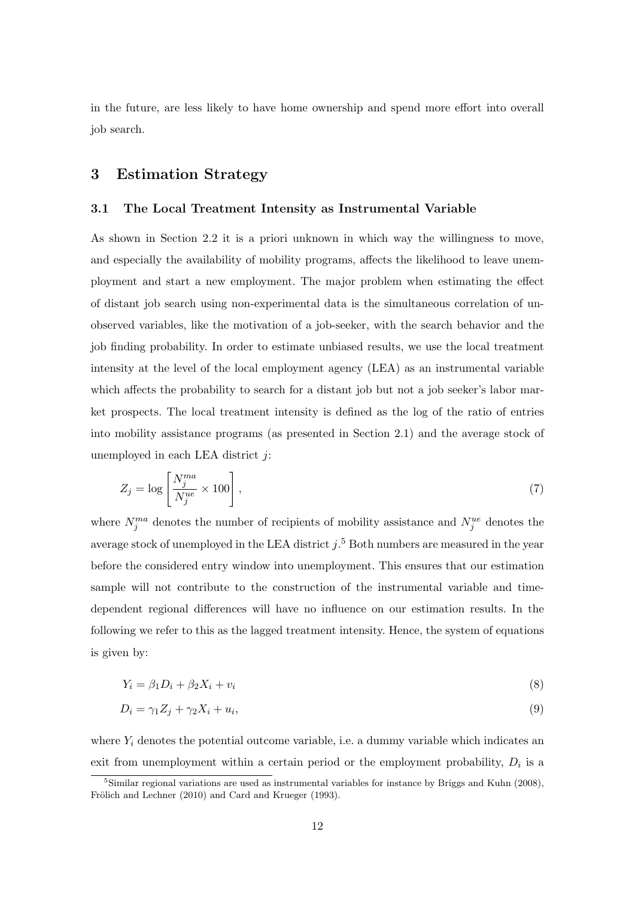in the future, are less likely to have home ownership and spend more effort into overall job search.

# 3 Estimation Strategy

## 3.1 The Local Treatment Intensity as Instrumental Variable

As shown in Section 2.2 it is a priori unknown in which way the willingness to move, and especially the availability of mobility programs, affects the likelihood to leave unemployment and start a new employment. The major problem when estimating the effect of distant job search using non-experimental data is the simultaneous correlation of unobserved variables, like the motivation of a job-seeker, with the search behavior and the job finding probability. In order to estimate unbiased results, we use the local treatment intensity at the level of the local employment agency (LEA) as an instrumental variable which affects the probability to search for a distant job but not a job seeker's labor market prospects. The local treatment intensity is defined as the log of the ratio of entries into mobility assistance programs (as presented in Section 2.1) and the average stock of unemployed in each LEA district $j$:

$$Z_j = \log \left[ \frac{N_j^{ma}}{N_j^{ue}} \times 100 \right], \tag{7}$$

where $N_j^{ma}$ denotes the number of recipients of mobility assistance and $N_j^{ue}$ denotes the average stock of unemployed in the LEA district $j$.[5] Both numbers are measured in the year before the considered entry window into unemployment. This ensures that our estimation sample will not contribute to the construction of the instrumental variable and time-dependent regional differences will have no influence on our estimation results. In the following we refer to this as the lagged treatment intensity. Hence, the system of equations is given by:

$$Y_i = \beta_1 D_i + \beta_2 X_i + v_i \tag{8}$$

$$D_i = \gamma_1 Z_j + \gamma_2 X_i + u_i, \tag{9}$$

where $Y_i$ denotes the potential outcome variable, i.e. a dummy variable which indicates an exit from unemployment within a certain period or the employment probability, $D_i$ is a

[5] Similar regional variations are used as instrumental variables for instance by Briggs and Kuhn (2008), Frölich and Lechner (2010) and Card and Krueger (1993).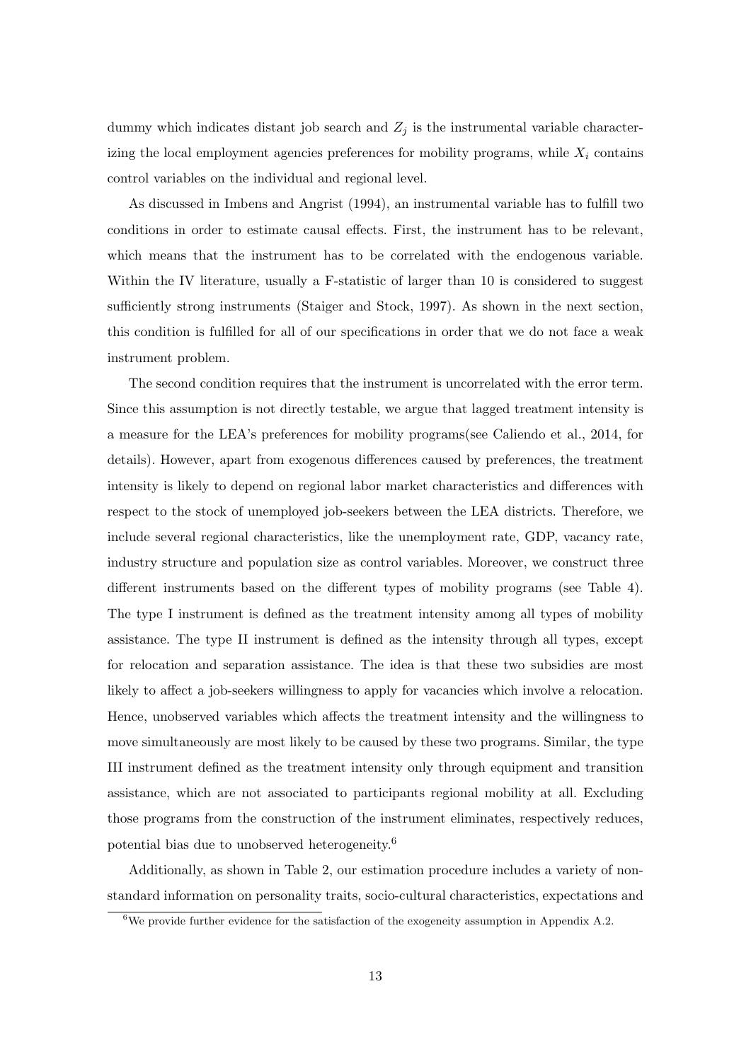dummy which indicates distant job search and $Z_j$ is the instrumental variable characterizing the local employment agencies preferences for mobility programs, while $X_i$ contains control variables on the individual and regional level.

As discussed in Imbens and Angrist (1994), an instrumental variable has to fulfill two conditions in order to estimate causal effects. First, the instrument has to be relevant, which means that the instrument has to be correlated with the endogenous variable. Within the IV literature, usually a F-statistic of larger than 10 is considered to suggest sufficiently strong instruments (Staiger and Stock, 1997). As shown in the next section, this condition is fulfilled for all of our specifications in order that we do not face a weak instrument problem.

The second condition requires that the instrument is uncorrelated with the error term. Since this assumption is not directly testable, we argue that lagged treatment intensity is a measure for the LEA's preferences for mobility programs(see Caliendo et al., 2014, for details). However, apart from exogenous differences caused by preferences, the treatment intensity is likely to depend on regional labor market characteristics and differences with respect to the stock of unemployed job-seekers between the LEA districts. Therefore, we include several regional characteristics, like the unemployment rate, GDP, vacancy rate, industry structure and population size as control variables. Moreover, we construct three different instruments based on the different types of mobility programs (see Table 4). The type I instrument is defined as the treatment intensity among all types of mobility assistance. The type II instrument is defined as the intensity through all types, except for relocation and separation assistance. The idea is that these two subsidies are most likely to affect a job-seekers willingness to apply for vacancies which involve a relocation. Hence, unobserved variables which affects the treatment intensity and the willingness to move simultaneously are most likely to be caused by these two programs. Similar, the type III instrument defined as the treatment intensity only through equipment and transition assistance, which are not associated to participants regional mobility at all. Excluding those programs from the construction of the instrument eliminates, respectively reduces, potential bias due to unobserved heterogeneity.[6]

Additionally, as shown in Table 2, our estimation procedure includes a variety of non-standard information on personality traits, socio-cultural characteristics, expectations and

[6] We provide further evidence for the satisfaction of the exogeneity assumption in Appendix A.2.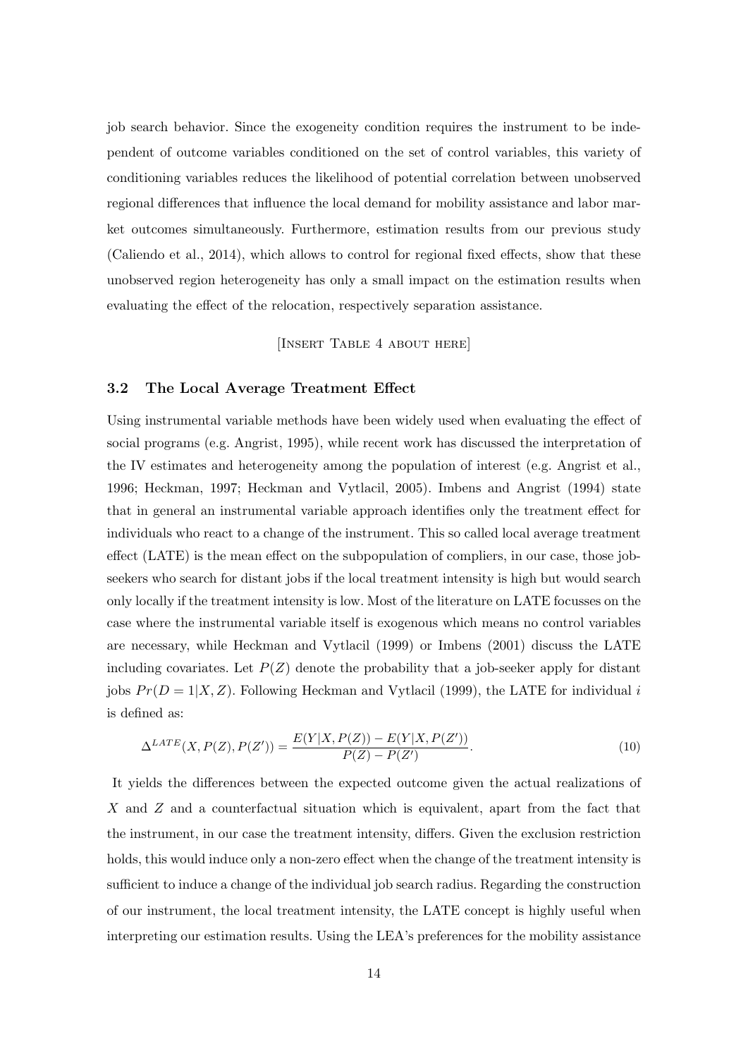job search behavior. Since the exogeneity condition requires the instrument to be independent of outcome variables conditioned on the set of control variables, this variety of conditioning variables reduces the likelihood of potential correlation between unobserved regional differences that influence the local demand for mobility assistance and labor market outcomes simultaneously. Furthermore, estimation results from our previous study (Caliendo et al., 2014), which allows to control for regional fixed effects, show that these unobserved region heterogeneity has only a small impact on the estimation results when evaluating the effect of the relocation, respectively separation assistance.

[Insert Table 4 about here]

### 3.2 The Local Average Treatment Effect

Using instrumental variable methods have been widely used when evaluating the effect of social programs (e.g. Angrist, 1995), while recent work has discussed the interpretation of the IV estimates and heterogeneity among the population of interest (e.g. Angrist et al., 1996; Heckman, 1997; Heckman and Vytlacil, 2005). Imbens and Angrist (1994) state that in general an instrumental variable approach identifies only the treatment effect for individuals who react to a change of the instrument. This so called local average treatment effect (LATE) is the mean effect on the subpopulation of compliers, in our case, those job-seekers who search for distant jobs if the local treatment intensity is high but would search only locally if the treatment intensity is low. Most of the literature on LATE focusses on the case where the instrumental variable itself is exogenous which means no control variables are necessary, while Heckman and Vytlacil (1999) or Imbens (2001) discuss the LATE including covariates. Let $P(Z)$ denote the probability that a job-seeker apply for distant jobs $Pr(D = 1|X, Z)$. Following Heckman and Vytlacil (1999), the LATE for individual $i$ is defined as:

$$\Delta^{LATE}(X, P(Z), P(Z')) = \frac{E(Y|X, P(Z)) - E(Y|X, P(Z'))}{P(Z) - P(Z')}. \tag{10}$$

It yields the differences between the expected outcome given the actual realizations of $X$ and $Z$ and a counterfactual situation which is equivalent, apart from the fact that the instrument, in our case the treatment intensity, differs. Given the exclusion restriction holds, this would induce only a non-zero effect when the change of the treatment intensity is sufficient to induce a change of the individual job search radius. Regarding the construction of our instrument, the local treatment intensity, the LATE concept is highly useful when interpreting our estimation results. Using the LEA's preferences for the mobility assistance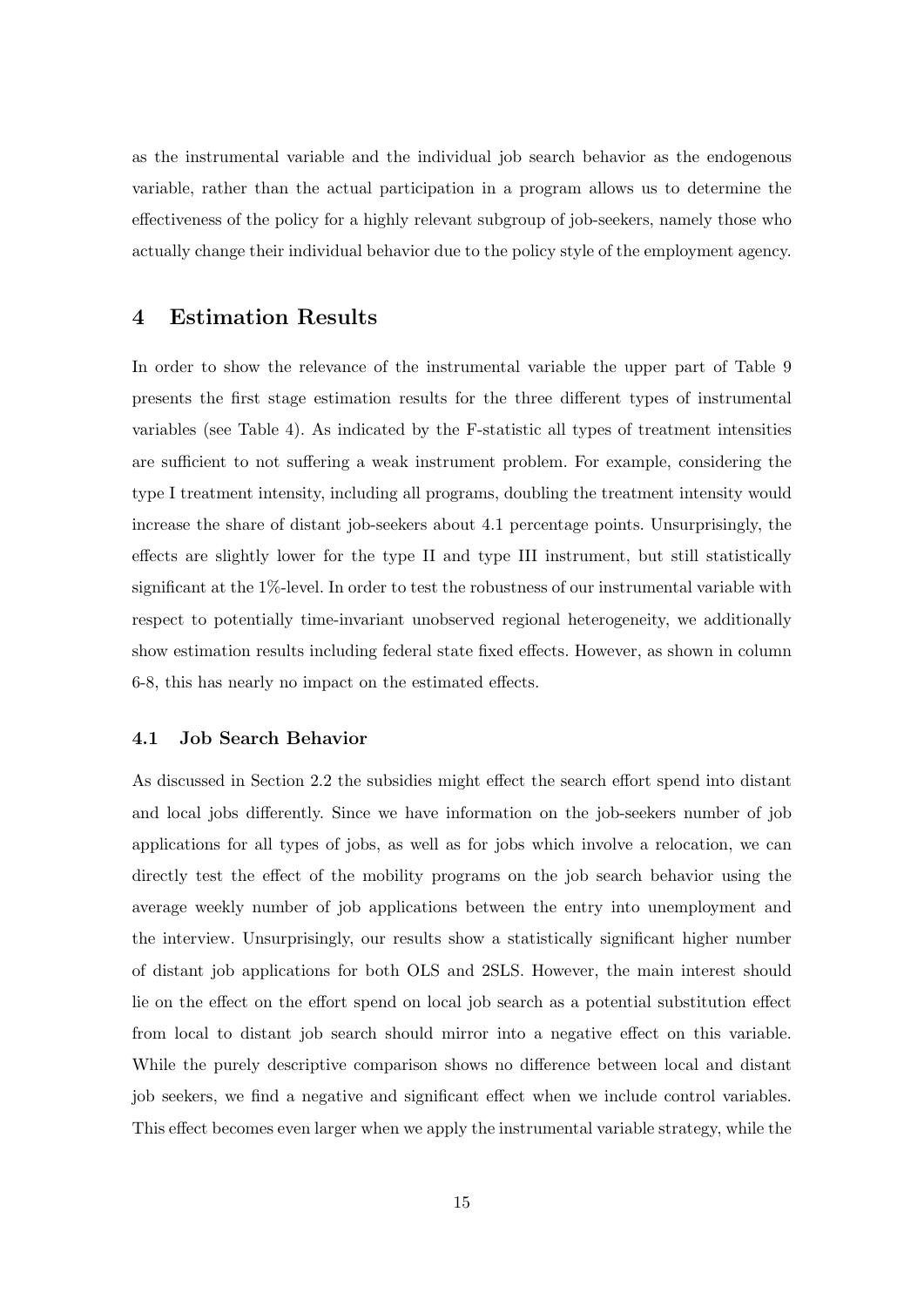as the instrumental variable and the individual job search behavior as the endogenous variable, rather than the actual participation in a program allows us to determine the effectiveness of the policy for a highly relevant subgroup of job-seekers, namely those who actually change their individual behavior due to the policy style of the employment agency.

# 4 Estimation Results

In order to show the relevance of the instrumental variable the upper part of Table 9 presents the first stage estimation results for the three different types of instrumental variables (see Table 4). As indicated by the F-statistic all types of treatment intensities are sufficient to not suffering a weak instrument problem. For example, considering the type I treatment intensity, including all programs, doubling the treatment intensity would increase the share of distant job-seekers about 4.1 percentage points. Unsurprisingly, the effects are slightly lower for the type II and type III instrument, but still statistically significant at the 1%-level. In order to test the robustness of our instrumental variable with respect to potentially time-invariant unobserved regional heterogeneity, we additionally show estimation results including federal state fixed effects. However, as shown in column 6-8, this has nearly no impact on the estimated effects.

## 4.1 Job Search Behavior

As discussed in Section 2.2 the subsidies might effect the search effort spend into distant and local jobs differently. Since we have information on the job-seekers number of job applications for all types of jobs, as well as for jobs which involve a relocation, we can directly test the effect of the mobility programs on the job search behavior using the average weekly number of job applications between the entry into unemployment and the interview. Unsurprisingly, our results show a statistically significant higher number of distant job applications for both OLS and 2SLS. However, the main interest should lie on the effect on the effort spend on local job search as a potential substitution effect from local to distant job search should mirror into a negative effect on this variable. While the purely descriptive comparison shows no difference between local and distant job seekers, we find a negative and significant effect when we include control variables. This effect becomes even larger when we apply the instrumental variable strategy, while the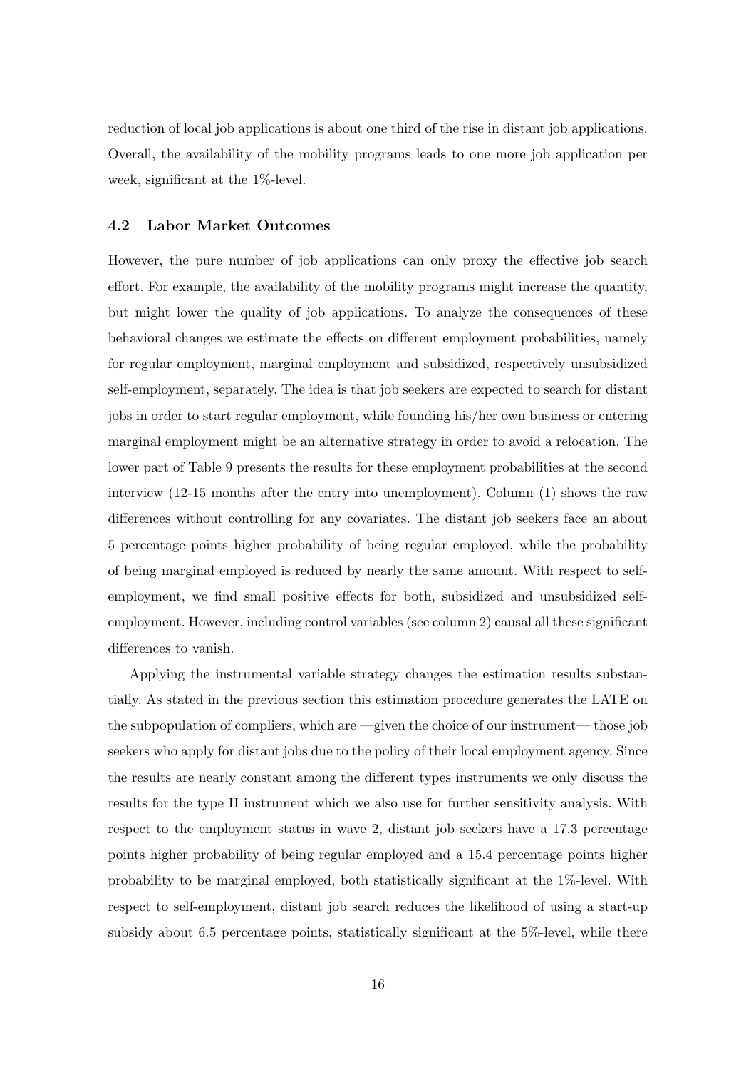reduction of local job applications is about one third of the rise in distant job applications. Overall, the availability of the mobility programs leads to one more job application per week, significant at the 1%-level.

### 4.2 Labor Market Outcomes

However, the pure number of job applications can only proxy the effective job search effort. For example, the availability of the mobility programs might increase the quantity, but might lower the quality of job applications. To analyze the consequences of these behavioral changes we estimate the effects on different employment probabilities, namely for regular employment, marginal employment and subsidized, respectively unsubsidized self-employment, separately. The idea is that job seekers are expected to search for distant jobs in order to start regular employment, while founding his/her own business or entering marginal employment might be an alternative strategy in order to avoid a relocation. The lower part of Table 9 presents the results for these employment probabilities at the second interview (12-15 months after the entry into unemployment). Column (1) shows the raw differences without controlling for any covariates. The distant job seekers face an about 5 percentage points higher probability of being regular employed, while the probability of being marginal employed is reduced by nearly the same amount. With respect to self-employment, we find small positive effects for both, subsidized and unsubsidized self-employment. However, including control variables (see column 2) causal all these significant differences to vanish.

Applying the instrumental variable strategy changes the estimation results substantially. As stated in the previous section this estimation procedure generates the LATE on the subpopulation of compliers, which are —given the choice of our instrument— those job seekers who apply for distant jobs due to the policy of their local employment agency. Since the results are nearly constant among the different types instruments we only discuss the results for the type II instrument which we also use for further sensitivity analysis. With respect to the employment status in wave 2, distant job seekers have a 17.3 percentage points higher probability of being regular employed and a 15.4 percentage points higher probability to be marginal employed, both statistically significant at the 1%-level. With respect to self-employment, distant job search reduces the likelihood of using a start-up subsidy about 6.5 percentage points, statistically significant at the 5%-level, while there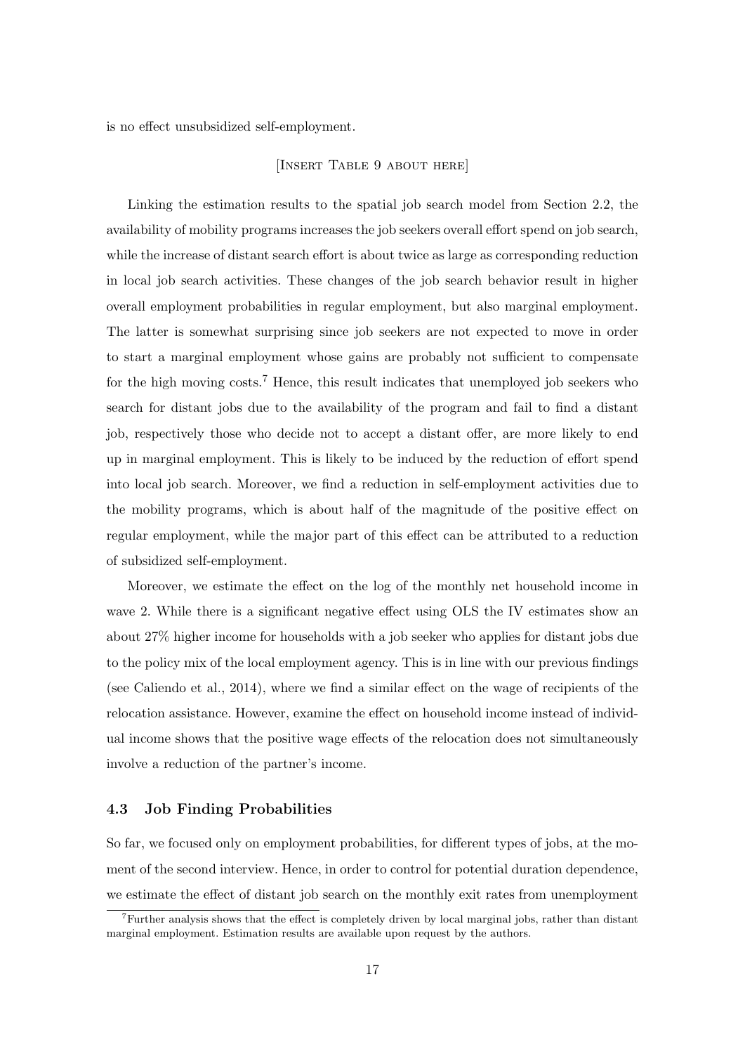is no effect unsubsidized self-employment.

[INSERT TABLE 9 ABOUT HERE]

Linking the estimation results to the spatial job search model from Section 2.2, the availability of mobility programs increases the job seekers overall effort spend on job search, while the increase of distant search effort is about twice as large as corresponding reduction in local job search activities. These changes of the job search behavior result in higher overall employment probabilities in regular employment, but also marginal employment. The latter is somewhat surprising since job seekers are not expected to move in order to start a marginal employment whose gains are probably not sufficient to compensate for the high moving costs.[7] Hence, this result indicates that unemployed job seekers who search for distant jobs due to the availability of the program and fail to find a distant job, respectively those who decide not to accept a distant offer, are more likely to end up in marginal employment. This is likely to be induced by the reduction of effort spend into local job search. Moreover, we find a reduction in self-employment activities due to the mobility programs, which is about half of the magnitude of the positive effect on regular employment, while the major part of this effect can be attributed to a reduction of subsidized self-employment.

Moreover, we estimate the effect on the log of the monthly net household income in wave 2. While there is a significant negative effect using OLS the IV estimates show an about 27% higher income for households with a job seeker who applies for distant jobs due to the policy mix of the local employment agency. This is in line with our previous findings (see Caliendo et al., 2014), where we find a similar effect on the wage of recipients of the relocation assistance. However, examine the effect on household income instead of individual income shows that the positive wage effects of the relocation does not simultaneously involve a reduction of the partner's income.

### 4.3 Job Finding Probabilities

So far, we focused only on employment probabilities, for different types of jobs, at the moment of the second interview. Hence, in order to control for potential duration dependence, we estimate the effect of distant job search on the monthly exit rates from unemployment

[7] Further analysis shows that the effect is completely driven by local marginal jobs, rather than distant marginal employment. Estimation results are available upon request by the authors.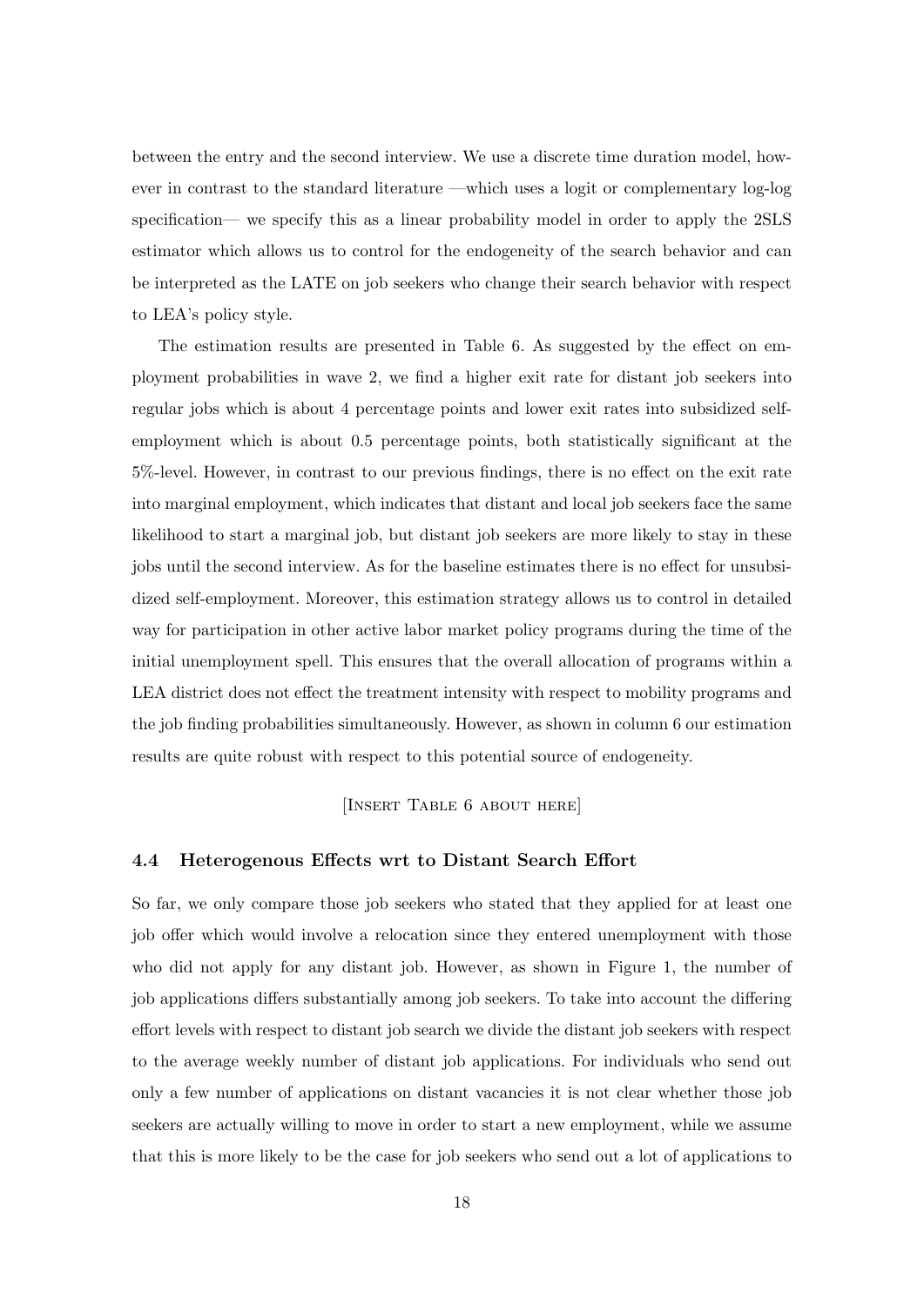between the entry and the second interview. We use a discrete time duration model, however in contrast to the standard literature —which uses a logit or complementary log-log specification— we specify this as a linear probability model in order to apply the 2SLS estimator which allows us to control for the endogeneity of the search behavior and can be interpreted as the LATE on job seekers who change their search behavior with respect to LEA's policy style.

The estimation results are presented in Table 6. As suggested by the effect on employment probabilities in wave 2, we find a higher exit rate for distant job seekers into regular jobs which is about 4 percentage points and lower exit rates into subsidized self-employment which is about 0.5 percentage points, both statistically significant at the 5%-level. However, in contrast to our previous findings, there is no effect on the exit rate into marginal employment, which indicates that distant and local job seekers face the same likelihood to start a marginal job, but distant job seekers are more likely to stay in these jobs until the second interview. As for the baseline estimates there is no effect for unsubsidized self-employment. Moreover, this estimation strategy allows us to control in detailed way for participation in other active labor market policy programs during the time of the initial unemployment spell. This ensures that the overall allocation of programs within a LEA district does not effect the treatment intensity with respect to mobility programs and the job finding probabilities simultaneously. However, as shown in column 6 our estimation results are quite robust with respect to this potential source of endogeneity.

[Insert Table 6 about here]

### 4.4 Heterogenous Effects wrt to Distant Search Effort

So far, we only compare those job seekers who stated that they applied for at least one job offer which would involve a relocation since they entered unemployment with those who did not apply for any distant job. However, as shown in Figure 1, the number of job applications differs substantially among job seekers. To take into account the differing effort levels with respect to distant job search we divide the distant job seekers with respect to the average weekly number of distant job applications. For individuals who send out only a few number of applications on distant vacancies it is not clear whether those job seekers are actually willing to move in order to start a new employment, while we assume that this is more likely to be the case for job seekers who send out a lot of applications to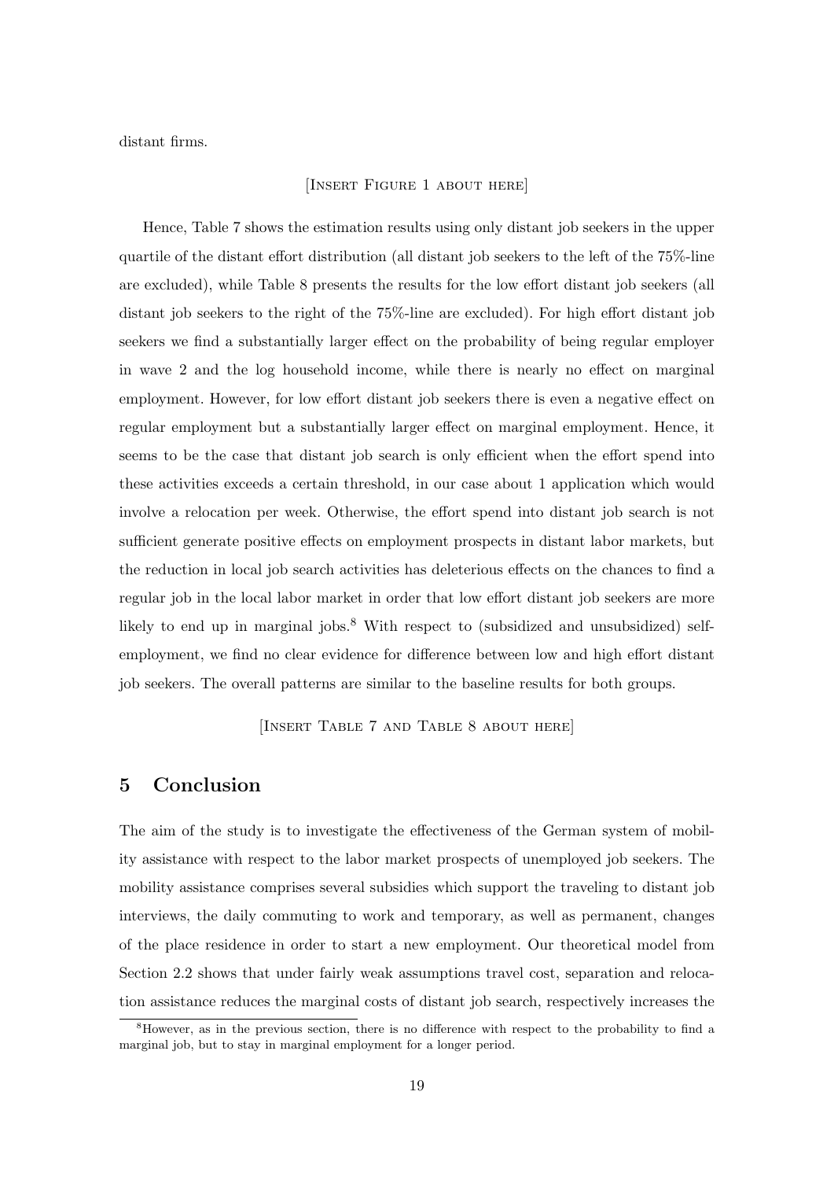distant firms.

[INSERT FIGURE 1 ABOUT HERE]

Hence, Table 7 shows the estimation results using only distant job seekers in the upper quartile of the distant effort distribution (all distant job seekers to the left of the 75%-line are excluded), while Table 8 presents the results for the low effort distant job seekers (all distant job seekers to the right of the 75%-line are excluded). For high effort distant job seekers we find a substantially larger effect on the probability of being regular employer in wave 2 and the log household income, while there is nearly no effect on marginal employment. However, for low effort distant job seekers there is even a negative effect on regular employment but a substantially larger effect on marginal employment. Hence, it seems to be the case that distant job search is only efficient when the effort spend into these activities exceeds a certain threshold, in our case about 1 application which would involve a relocation per week. Otherwise, the effort spend into distant job search is not sufficient generate positive effects on employment prospects in distant labor markets, but the reduction in local job search activities has deleterious effects on the chances to find a regular job in the local labor market in order that low effort distant job seekers are more likely to end up in marginal jobs.[8] With respect to (subsidized and unsubsidized) self-employment, we find no clear evidence for difference between low and high effort distant job seekers. The overall patterns are similar to the baseline results for both groups.

[INSERT TABLE 7 AND TABLE 8 ABOUT HERE]

## 5 Conclusion

The aim of the study is to investigate the effectiveness of the German system of mobility assistance with respect to the labor market prospects of unemployed job seekers. The mobility assistance comprises several subsidies which support the traveling to distant job interviews, the daily commuting to work and temporary, as well as permanent, changes of the place residence in order to start a new employment. Our theoretical model from Section 2.2 shows that under fairly weak assumptions travel cost, separation and relocation assistance reduces the marginal costs of distant job search, respectively increases the

[8] However, as in the previous section, there is no difference with respect to the probability to find a marginal job, but to stay in marginal employment for a longer period.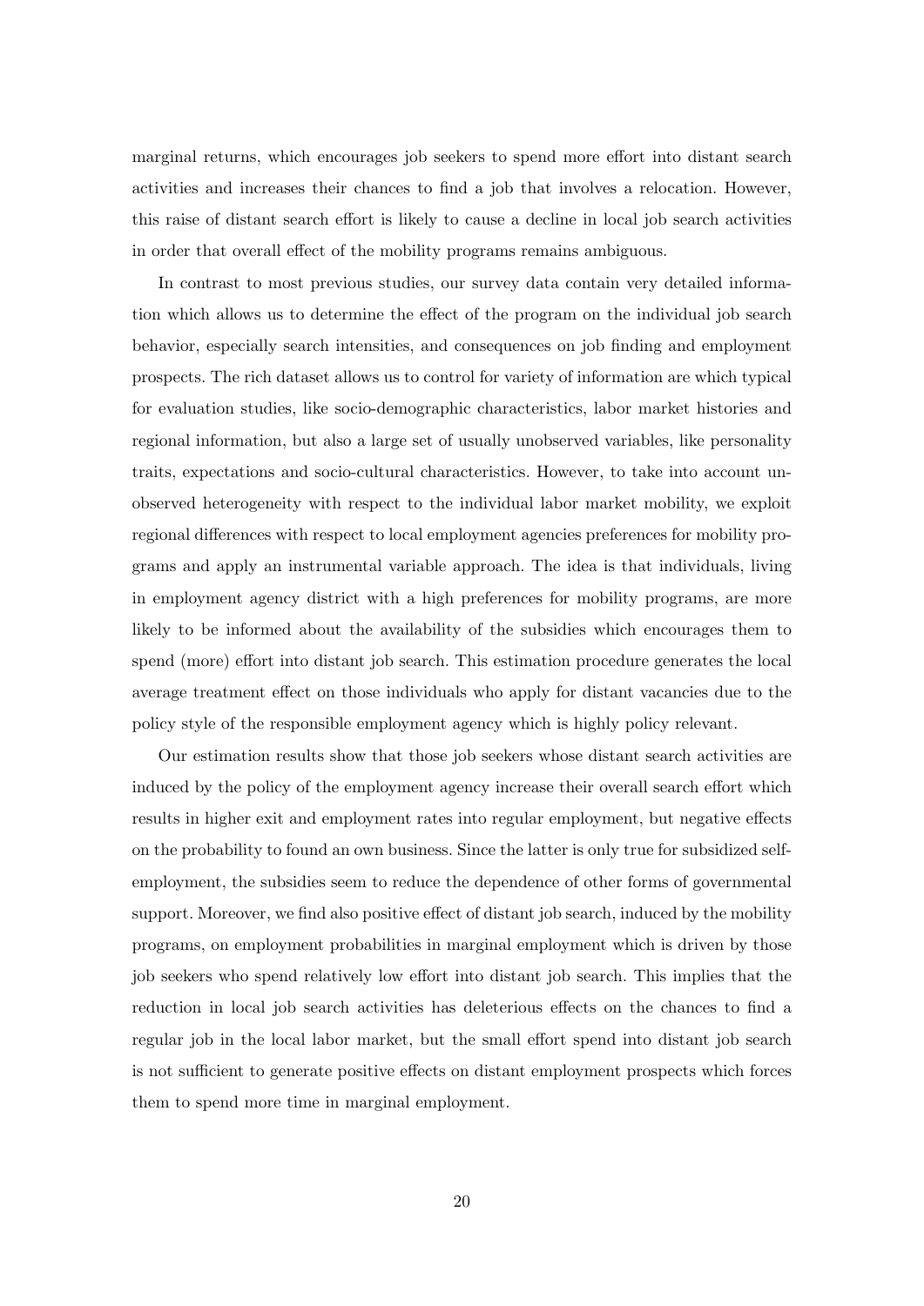marginal returns, which encourages job seekers to spend more effort into distant search activities and increases their chances to find a job that involves a relocation. However, this raise of distant search effort is likely to cause a decline in local job search activities in order that overall effect of the mobility programs remains ambiguous.

In contrast to most previous studies, our survey data contain very detailed information which allows us to determine the effect of the program on the individual job search behavior, especially search intensities, and consequences on job finding and employment prospects. The rich dataset allows us to control for variety of information are which typical for evaluation studies, like socio-demographic characteristics, labor market histories and regional information, but also a large set of usually unobserved variables, like personality traits, expectations and socio-cultural characteristics. However, to take into account unobserved heterogeneity with respect to the individual labor market mobility, we exploit regional differences with respect to local employment agencies preferences for mobility programs and apply an instrumental variable approach. The idea is that individuals, living in employment agency district with a high preferences for mobility programs, are more likely to be informed about the availability of the subsidies which encourages them to spend (more) effort into distant job search. This estimation procedure generates the local average treatment effect on those individuals who apply for distant vacancies due to the policy style of the responsible employment agency which is highly policy relevant.

Our estimation results show that those job seekers whose distant search activities are induced by the policy of the employment agency increase their overall search effort which results in higher exit and employment rates into regular employment, but negative effects on the probability to found an own business. Since the latter is only true for subsidized self-employment, the subsidies seem to reduce the dependence of other forms of governmental support. Moreover, we find also positive effect of distant job search, induced by the mobility programs, on employment probabilities in marginal employment which is driven by those job seekers who spend relatively low effort into distant job search. This implies that the reduction in local job search activities has deleterious effects on the chances to find a regular job in the local labor market, but the small effort spend into distant job search is not sufficient to generate positive effects on distant employment prospects which forces them to spend more time in marginal employment.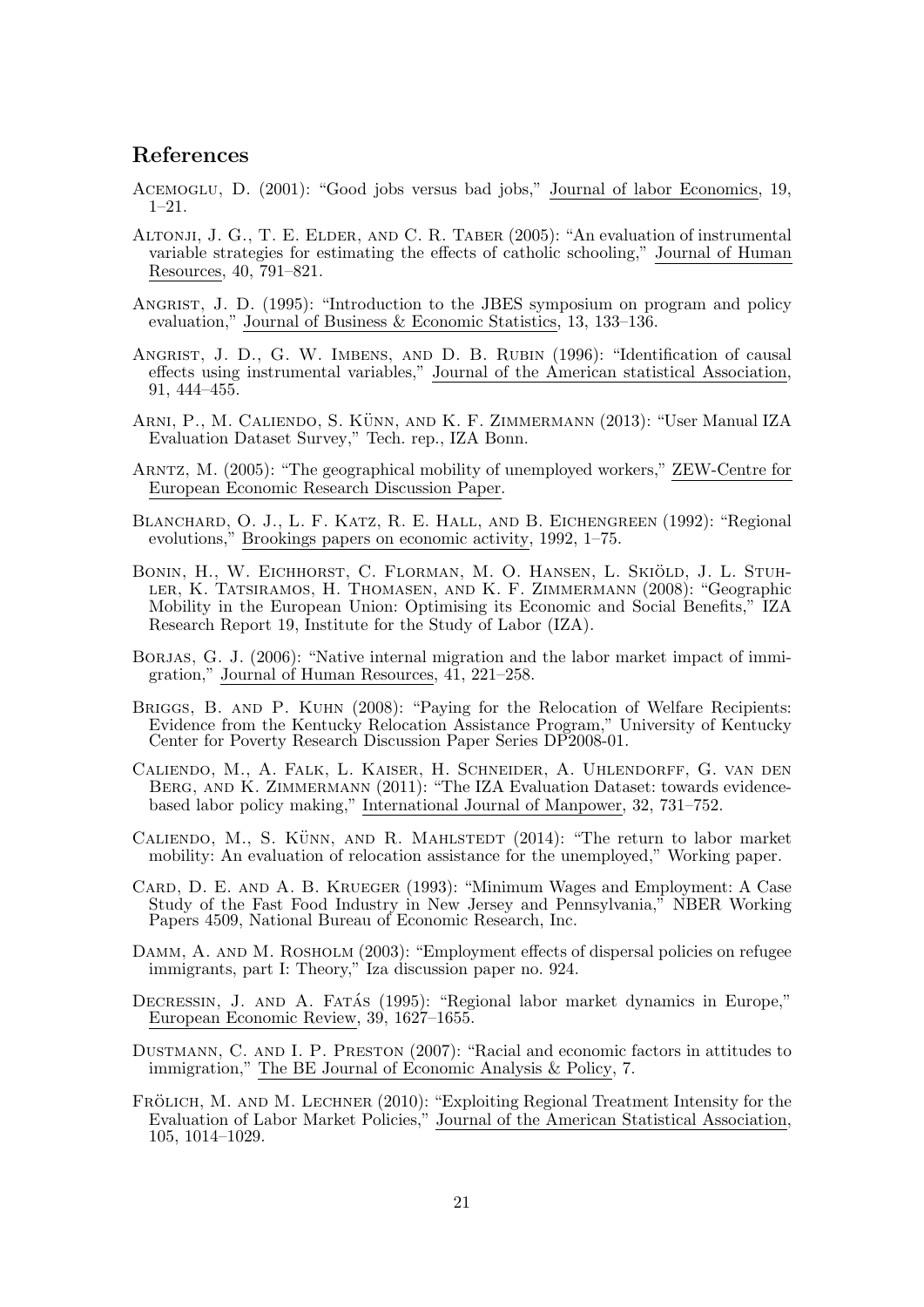## References

Acemoglu, D. (2001): "Good jobs versus bad jobs," Journal of labor Economics, 19, 1–21.

Altonji, J. G., T. E. Elder, and C. R. Taber (2005): "An evaluation of instrumental variable strategies for estimating the effects of catholic schooling," Journal of Human Resources, 40, 791–821.

Angrist, J. D. (1995): "Introduction to the JBES symposium on program and policy evaluation," Journal of Business & Economic Statistics, 13, 133–136.

Angrist, J. D., G. W. Imbens, and D. B. Rubin (1996): "Identification of causal effects using instrumental variables," Journal of the American statistical Association, 91, 444–455.

Arni, P., M. Caliendo, S. Künn, and K. F. Zimmermann (2013): "User Manual IZA Evaluation Dataset Survey," Tech. rep., IZA Bonn.

Arntz, M. (2005): "The geographical mobility of unemployed workers," ZEW-Centre for European Economic Research Discussion Paper.

Blanchard, O. J., L. F. Katz, R. E. Hall, and B. Eichengreen (1992): "Regional evolutions," Brookings papers on economic activity, 1992, 1–75.

Bonin, H., W. Eichhorst, C. Florman, M. O. Hansen, L. Skiöld, J. L. Stuhler, K. Tatsiramos, H. Thomasen, and K. F. Zimmermann (2008): "Geographic Mobility in the European Union: Optimising its Economic and Social Benefits," IZA Research Report 19, Institute for the Study of Labor (IZA).

Borjas, G. J. (2006): "Native internal migration and the labor market impact of immigration," Journal of Human Resources, 41, 221–258.

Briggs, B. and P. Kuhn (2008): "Paying for the Relocation of Welfare Recipients: Evidence from the Kentucky Relocation Assistance Program," University of Kentucky Center for Poverty Research Discussion Paper Series DP2008-01.

Caliendo, M., A. Falk, L. Kaiser, H. Schneider, A. Uhlendorff, G. van den Berg, and K. Zimmermann (2011): "The IZA Evaluation Dataset: towards evidence-based labor policy making," International Journal of Manpower, 32, 731–752.

Caliendo, M., S. Künn, and R. Mahlstedt (2014): "The return to labor market mobility: An evaluation of relocation assistance for the unemployed," Working paper.

Card, D. E. and A. B. Krueger (1993): "Minimum Wages and Employment: A Case Study of the Fast Food Industry in New Jersey and Pennsylvania," NBER Working Papers 4509, National Bureau of Economic Research, Inc.

Damm, A. and M. Rosholm (2003): "Employment effects of dispersal policies on refugee immigrants, part I: Theory," Iza discussion paper no. 924.

Decressin, J. and A. Fatás (1995): "Regional labor market dynamics in Europe," European Economic Review, 39, 1627–1655.

Dustmann, C. and I. P. Preston (2007): "Racial and economic factors in attitudes to immigration," The BE Journal of Economic Analysis & Policy, 7.

Frölich, M. and M. Lechner (2010): "Exploiting Regional Treatment Intensity for the Evaluation of Labor Market Policies," Journal of the American Statistical Association, 105, 1014–1029.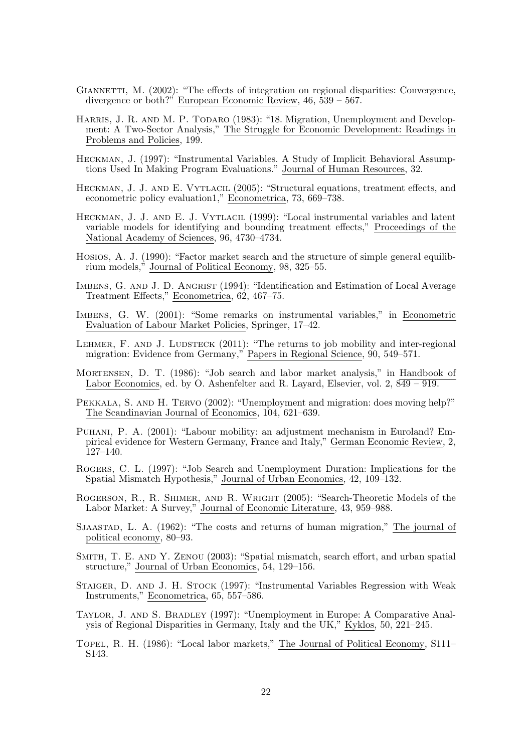Giannetti, M. (2002): "The effects of integration on regional disparities: Convergence, divergence or both?" European Economic Review, 46, 539 – 567.

Harris, J. R. and M. P. Todaro (1983): "18. Migration, Unemployment and Development: A Two-Sector Analysis," The Struggle for Economic Development: Readings in Problems and Policies, 199.

Heckman, J. (1997): "Instrumental Variables. A Study of Implicit Behavioral Assumptions Used In Making Program Evaluations." Journal of Human Resources, 32.

Heckman, J. J. and E. Vytlacil (2005): "Structural equations, treatment effects, and econometric policy evaluation1," Econometrica, 73, 669–738.

Heckman, J. J. and E. J. Vytlacil (1999): "Local instrumental variables and latent variable models for identifying and bounding treatment effects," Proceedings of the National Academy of Sciences, 96, 4730–4734.

Hosios, A. J. (1990): "Factor market search and the structure of simple general equilibrium models," Journal of Political Economy, 98, 325–55.

Imbens, G. and J. D. Angrist (1994): "Identification and Estimation of Local Average Treatment Effects," Econometrica, 62, 467–75.

Imbens, G. W. (2001): "Some remarks on instrumental variables," in Econometric Evaluation of Labour Market Policies, Springer, 17–42.

Lehmer, F. and J. Ludsteck (2011): "The returns to job mobility and inter-regional migration: Evidence from Germany," Papers in Regional Science, 90, 549–571.

Mortensen, D. T. (1986): "Job search and labor market analysis," in Handbook of Labor Economics, ed. by O. Ashenfelter and R. Layard, Elsevier, vol. 2, 849 – 919.

Pekkala, S. and H. Tervo (2002): "Unemployment and migration: does moving help?" The Scandinavian Journal of Economics, 104, 621–639.

Puhani, P. A. (2001): "Labour mobility: an adjustment mechanism in Euroland? Empirical evidence for Western Germany, France and Italy," German Economic Review, 2, 127–140.

Rogers, C. L. (1997): "Job Search and Unemployment Duration: Implications for the Spatial Mismatch Hypothesis," Journal of Urban Economics, 42, 109–132.

Rogerson, R., R. Shimer, and R. Wright (2005): "Search-Theoretic Models of the Labor Market: A Survey," Journal of Economic Literature, 43, 959–988.

Sjaastad, L. A. (1962): "The costs and returns of human migration," The journal of political economy, 80–93.

Smith, T. E. and Y. Zenou (2003): "Spatial mismatch, search effort, and urban spatial structure," Journal of Urban Economics, 54, 129–156.

Staiger, D. and J. H. Stock (1997): "Instrumental Variables Regression with Weak Instruments," Econometrica, 65, 557–586.

Taylor, J. and S. Bradley (1997): "Unemployment in Europe: A Comparative Analysis of Regional Disparities in Germany, Italy and the UK," Kyklos, 50, 221–245.

Topel, R. H. (1986): "Local labor markets," The Journal of Political Economy, S111–S143.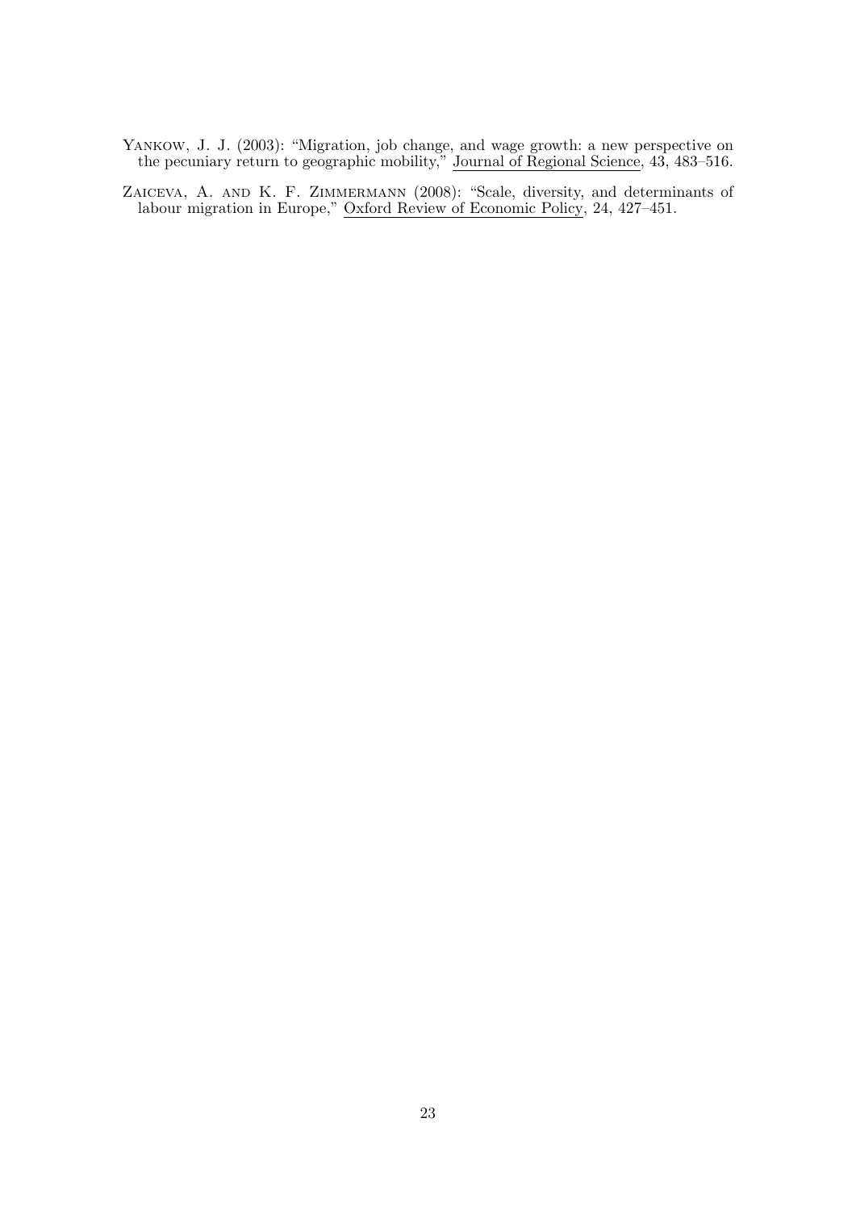Yankow, J. J. (2003): "Migration, job change, and wage growth: a new perspective on the pecuniary return to geographic mobility," Journal of Regional Science, 43, 483–516.

Zaiceva, A. and K. F. Zimmermann (2008): "Scale, diversity, and determinants of labour migration in Europe," Oxford Review of Economic Policy, 24, 427–451.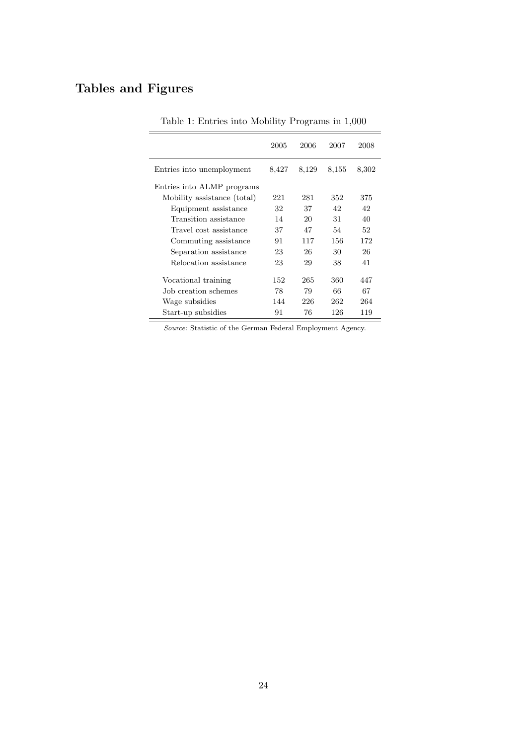# Tables and Figures

Table 1: Entries into Mobility Programs in 1,000

| | 2005 | 2006 | 2007 | 2008 |
|---|---|---|---|---|
| Entries into unemployment | 8,427 | 8,129 | 8,155 | 8,302 |
| Entries into ALMP programs | | | | |
| Mobility assistance (total) | 221 | 281 | 352 | 375 |
| Equipment assistance | 32 | 37 | 42 | 42 |
| Transition assistance | 14 | 20 | 31 | 40 |
| Travel cost assistance | 37 | 47 | 54 | 52 |
| Commuting assistance | 91 | 117 | 156 | 172 |
| Separation assistance | 23 | 26 | 30 | 26 |
| Relocation assistance | 23 | 29 | 38 | 41 |
| Vocational training | 152 | 265 | 360 | 447 |
| Job creation schemes | 78 | 79 | 66 | 67 |
| Wage subsidies | 144 | 226 | 262 | 264 |
| Start-up subsidies | 91 | 76 | 126 | 119 |

*Source:* Statistic of the German Federal Employment Agency.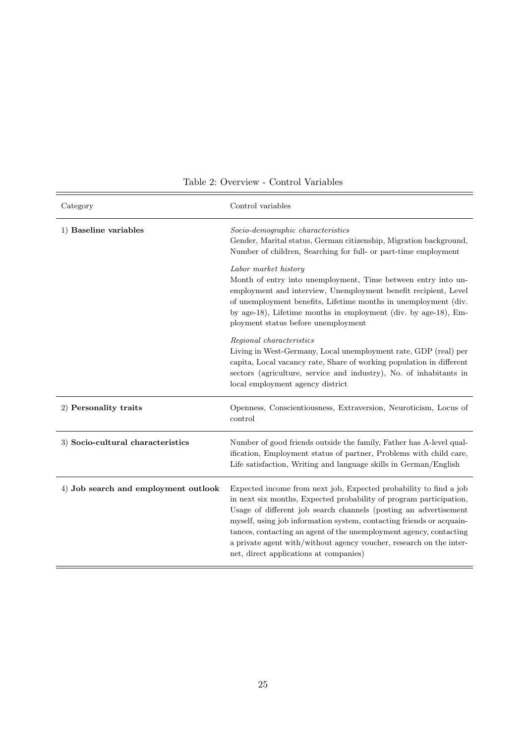Table 2: Overview - Control Variables

| Category | Control variables |
|---|---|
| 1) **Baseline variables** | *Socio-demographic characteristics*<br>Gender, Marital status, German citizenship, Migration background, Number of children, Searching for full- or part-time employment<br><br>*Labor market history*<br>Month of entry into unemployment, Time between entry into unemployment and interview, Unemployment benefit recipient, Level of unemployment benefits, Lifetime months in unemployment (div. by age-18), Lifetime months in employment (div. by age-18), Employment status before unemployment<br><br>*Regional characteristics*<br>Living in West-Germany, Local unemployment rate, GDP (real) per capita, Local vacancy rate, Share of working population in different sectors (agriculture, service and industry), No. of inhabitants in local employment agency district |
| 2) **Personality traits** | Openness, Conscientiousness, Extraversion, Neuroticism, Locus of control |
| 3) **Socio-cultural characteristics** | Number of good friends outside the family, Father has A-level qualification, Employment status of partner, Problems with child care, Life satisfaction, Writing and language skills in German/English |
| 4) **Job search and employment outlook** | Expected income from next job, Expected probability to find a job in next six months, Expected probability of program participation, Usage of different job search channels (posting an advertisement myself, using job information system, contacting friends or acquaintances, contacting an agent of the unemployment agency, contacting a private agent with/without agency voucher, research on the internet, direct applications at companies) |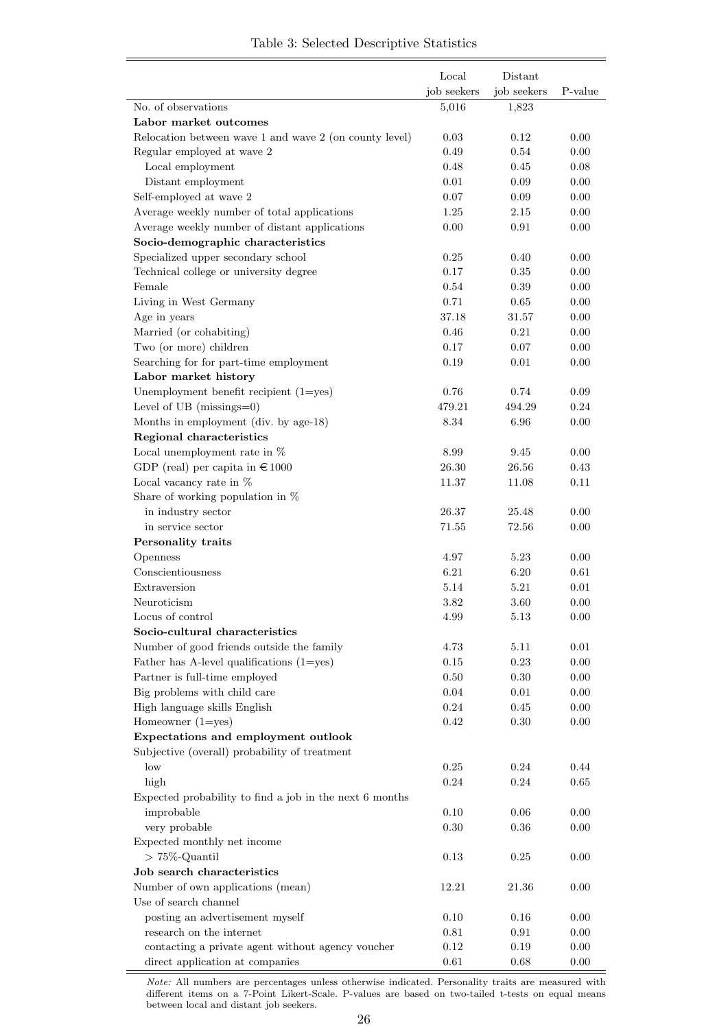Table 3: Selected Descriptive Statistics

| | Local job seekers | Distant job seekers | P-value |
|---|---|---|---|
| No. of observations | 5,016 | 1,823 | |
| **Labor market outcomes** | | | |
| Relocation between wave 1 and wave 2 (on county level) | 0.03 | 0.12 | 0.00 |
| Regular employed at wave 2 | 0.49 | 0.54 | 0.00 |
| Local employment | 0.48 | 0.45 | 0.08 |
| Distant employment | 0.01 | 0.09 | 0.00 |
| Self-employed at wave 2 | 0.07 | 0.09 | 0.00 |
| Average weekly number of total applications | 1.25 | 2.15 | 0.00 |
| Average weekly number of distant applications | 0.00 | 0.91 | 0.00 |
| **Socio-demographic characteristics** | | | |
| Specialized upper secondary school | 0.25 | 0.40 | 0.00 |
| Technical college or university degree | 0.17 | 0.35 | 0.00 |
| Female | 0.54 | 0.39 | 0.00 |
| Living in West Germany | 0.71 | 0.65 | 0.00 |
| Age in years | 37.18 | 31.57 | 0.00 |
| Married (or cohabiting) | 0.46 | 0.21 | 0.00 |
| Two (or more) children | 0.17 | 0.07 | 0.00 |
| Searching for for part-time employment | 0.19 | 0.01 | 0.00 |
| **Labor market history** | | | |
| Unemployment benefit recipient (1=yes) | 0.76 | 0.74 | 0.09 |
| Level of UB (missings=0) | 479.21 | 494.29 | 0.24 |
| Months in employment (div. by age-18) | 8.34 | 6.96 | 0.00 |
| **Regional characteristics** | | | |
| Local unemployment rate in % | 8.99 | 9.45 | 0.00 |
| GDP (real) per capita in €1000 | 26.30 | 26.56 | 0.43 |
| Local vacancy rate in % | 11.37 | 11.08 | 0.11 |
| Share of working population in % | | | |
| in industry sector | 26.37 | 25.48 | 0.00 |
| in service sector | 71.55 | 72.56 | 0.00 |
| **Personality traits** | | | |
| Openness | 4.97 | 5.23 | 0.00 |
| Conscientiousness | 6.21 | 6.20 | 0.61 |
| Extraversion | 5.14 | 5.21 | 0.01 |
| Neuroticism | 3.82 | 3.60 | 0.00 |
| Locus of control | 4.99 | 5.13 | 0.00 |
| **Socio-cultural characteristics** | | | |
| Number of good friends outside the family | 4.73 | 5.11 | 0.01 |
| Father has A-level qualifications (1=yes) | 0.15 | 0.23 | 0.00 |
| Partner is full-time employed | 0.50 | 0.30 | 0.00 |
| Big problems with child care | 0.04 | 0.01 | 0.00 |
| High language skills English | 0.24 | 0.45 | 0.00 |
| Homeowner (1=yes) | 0.42 | 0.30 | 0.00 |
| **Expectations and employment outlook** | | | |
| Subjective (overall) probability of treatment | | | |
| low | 0.25 | 0.24 | 0.44 |
| high | 0.24 | 0.24 | 0.65 |
| Expected probability to find a job in the next 6 months | | | |
| improbable | 0.10 | 0.06 | 0.00 |
| very probable | 0.30 | 0.36 | 0.00 |
| Expected monthly net income | | | |
| > 75%-Quantil | 0.13 | 0.25 | 0.00 |
| **Job search characteristics** | | | |
| Number of own applications (mean) | 12.21 | 21.36 | 0.00 |
| Use of search channel | | | |
| posting an advertisement myself | 0.10 | 0.16 | 0.00 |
| research on the internet | 0.81 | 0.91 | 0.00 |
| contacting a private agent without agency voucher | 0.12 | 0.19 | 0.00 |
| direct application at companies | 0.61 | 0.68 | 0.00 |

*Note:* All numbers are percentages unless otherwise indicated. Personality traits are measured with different items on a 7-Point Likert-Scale. P-values are based on two-tailed t-tests on equal means between local and distant job seekers.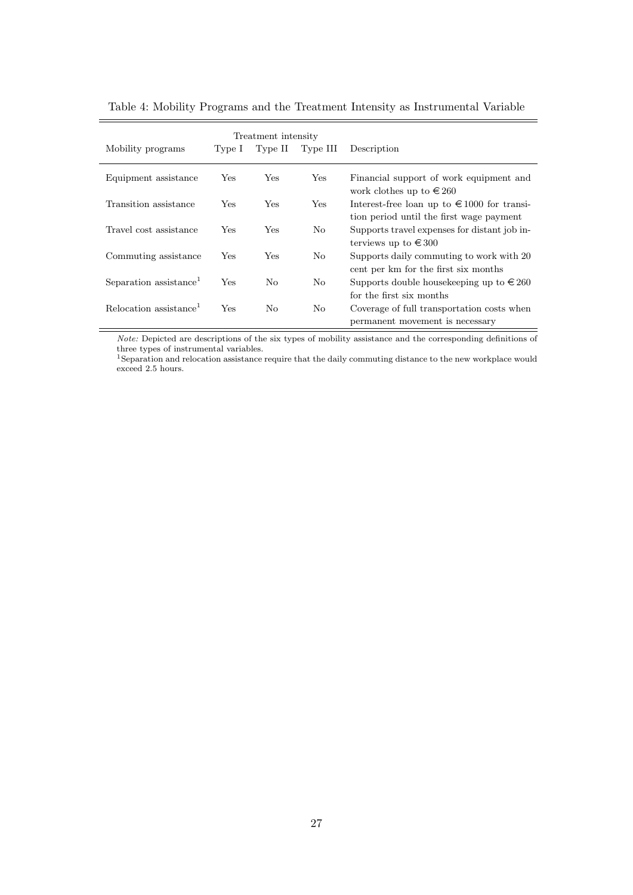Table 4: Mobility Programs and the Treatment Intensity as Instrumental Variable

| | Treatment intensity | | | |
|---|---|---|---|---|
| Mobility programs | Type I | Type II | Type III | Description |
| Equipment assistance | Yes | Yes | Yes | Financial support of work equipment and work clothes up to €260 |
| Transition assistance | Yes | Yes | Yes | Interest-free loan up to €1000 for transition period until the first wage payment |
| Travel cost assistance | Yes | Yes | No | Supports travel expenses for distant job interviews up to €300 |
| Commuting assistance | Yes | Yes | No | Supports daily commuting to work with 20 cent per km for the first six months |
| Separation assistance[1] | Yes | No | No | Supports double housekeeping up to €260 for the first six months |
| Relocation assistance[1] | Yes | No | No | Coverage of full transportation costs when permanent movement is necessary |

*Note:* Depicted are descriptions of the six types of mobility assistance and the corresponding definitions of three types of instrumental variables.
[1]Separation and relocation assistance require that the daily commuting distance to the new workplace would exceed 2.5 hours.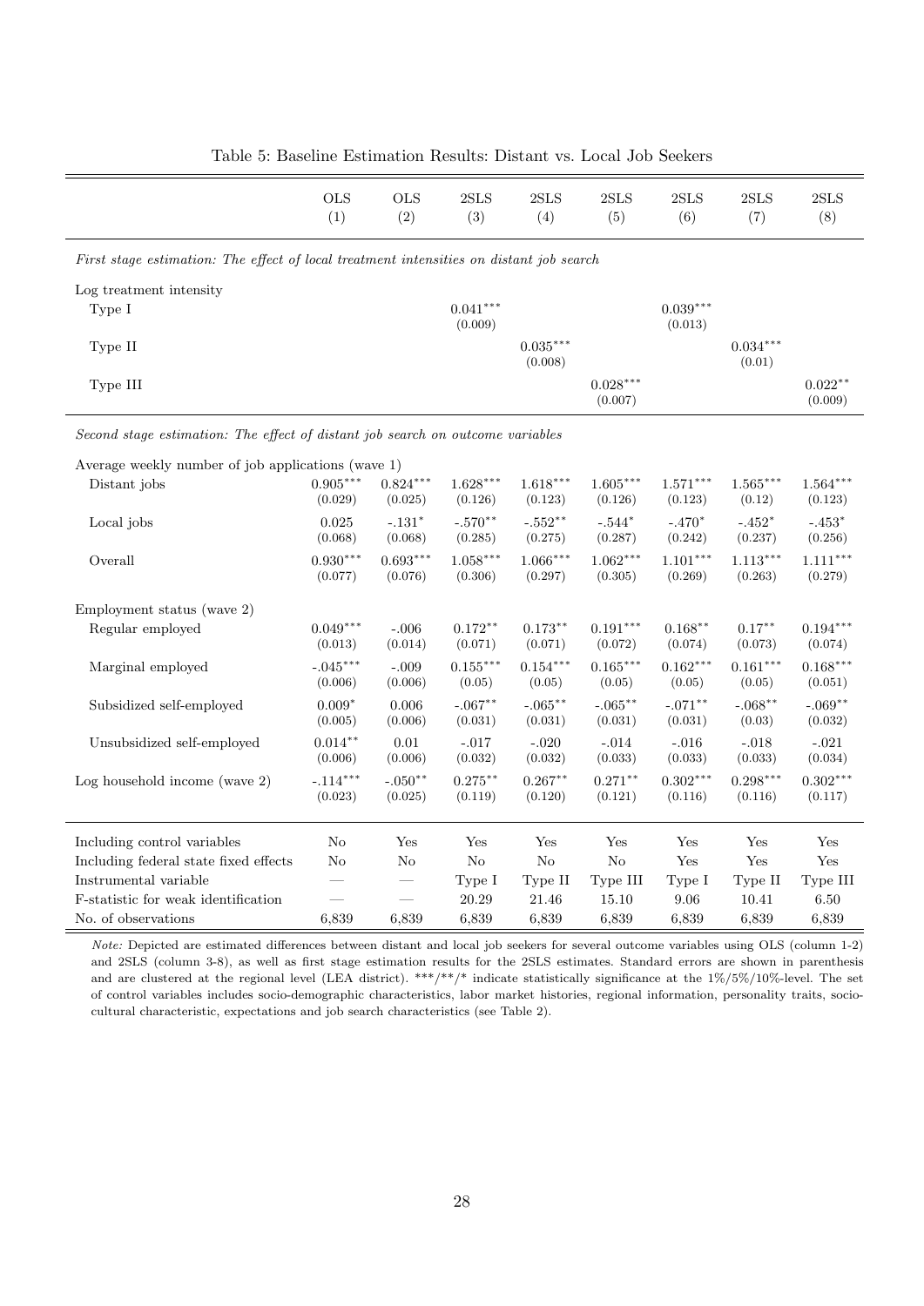Table 5: Baseline Estimation Results: Distant vs. Local Job Seekers

| | OLS (1) | OLS (2) | 2SLS (3) | 2SLS (4) | 2SLS (5) | 2SLS (6) | 2SLS (7) | 2SLS (8) |
|---|---|---|---|---|---|---|---|---|
| *First stage estimation: The effect of local treatment intensities on distant job search* | | | | | | | | |
| Log treatment intensity | | | | | | | | |
| Type I | | | $0.041^{***}$ (0.009) | | | $0.039^{***}$ (0.013) | | |
| Type II | | | | $0.035^{***}$ (0.008) | | | $0.034^{***}$ (0.01) | |
| Type III | | | | | $0.028^{***}$ (0.007) | | | $0.022^{**}$ (0.009) |
| *Second stage estimation: The effect of distant job search on outcome variables* | | | | | | | | |
| Average weekly number of job applications (wave 1) | | | | | | | | |
| Distant jobs | $0.905^{***}$ (0.029) | $0.824^{***}$ (0.025) | $1.628^{***}$ (0.126) | $1.618^{***}$ (0.123) | $1.605^{***}$ (0.126) | $1.571^{***}$ (0.123) | $1.565^{***}$ (0.12) | $1.564^{***}$ (0.123) |
| Local jobs | 0.025 (0.068) | $-.131^{*}$ (0.068) | $-.570^{**}$ (0.285) | $-.552^{**}$ (0.275) | $-.544^{*}$ (0.287) | $-.470^{*}$ (0.242) | $-.452^{*}$ (0.237) | $-.453^{*}$ (0.256) |
| Overall | $0.930^{***}$ (0.077) | $0.693^{***}$ (0.076) | $1.058^{***}$ (0.306) | $1.066^{***}$ (0.297) | $1.062^{***}$ (0.305) | $1.101^{***}$ (0.269) | $1.113^{***}$ (0.263) | $1.111^{***}$ (0.279) |
| Employment status (wave 2) | | | | | | | | |
| Regular employed | $0.049^{***}$ (0.013) | -.006 (0.014) | $0.172^{**}$ (0.071) | $0.173^{**}$ (0.071) | $0.191^{***}$ (0.072) | $0.168^{**}$ (0.074) | $0.17^{**}$ (0.073) | $0.194^{***}$ (0.074) |
| Marginal employed | $-.045^{***}$ (0.006) | -.009 (0.006) | $0.155^{***}$ (0.05) | $0.154^{***}$ (0.05) | $0.165^{***}$ (0.05) | $0.162^{***}$ (0.05) | $0.161^{***}$ (0.05) | $0.168^{***}$ (0.051) |
| Subsidized self-employed | $0.009^{*}$ (0.005) | 0.006 (0.006) | $-.067^{**}$ (0.031) | $-.065^{**}$ (0.031) | $-.065^{**}$ (0.031) | $-.071^{**}$ (0.031) | $-.068^{**}$ (0.03) | $-.069^{**}$ (0.032) |
| Unsubsidized self-employed | $0.014^{**}$ (0.006) | 0.01 (0.006) | -.017 (0.032) | -.020 (0.032) | -.014 (0.033) | -.016 (0.033) | -.018 (0.033) | -.021 (0.034) |
| Log household income (wave 2) | $-.114^{***}$ (0.023) | $-.050^{**}$ (0.025) | $0.275^{**}$ (0.119) | $0.267^{**}$ (0.120) | $0.271^{**}$ (0.121) | $0.302^{***}$ (0.116) | $0.298^{***}$ (0.116) | $0.302^{***}$ (0.117) |
| Including control variables | No | Yes | Yes | Yes | Yes | Yes | Yes | Yes |
| Including federal state fixed effects | No | No | No | No | No | Yes | Yes | Yes |
| Instrumental variable | — | — | Type I | Type II | Type III | Type I | Type II | Type III |
| F-statistic for weak identification | — | — | 20.29 | 21.46 | 15.10 | 9.06 | 10.41 | 6.50 |
| No. of observations | 6,839 | 6,839 | 6,839 | 6,839 | 6,839 | 6,839 | 6,839 | 6,839 |

*Note:* Depicted are estimated differences between distant and local job seekers for several outcome variables using OLS (column 1-2) and 2SLS (column 3-8), as well as first stage estimation results for the 2SLS estimates. Standard errors are shown in parenthesis and are clustered at the regional level (LEA district). \*\*\*/\*\*/\* indicate statistically significance at the 1%/5%/10%-level. The set of control variables includes socio-demographic characteristics, labor market histories, regional information, personality traits, socio-cultural characteristic, expectations and job search characteristics (see Table 2).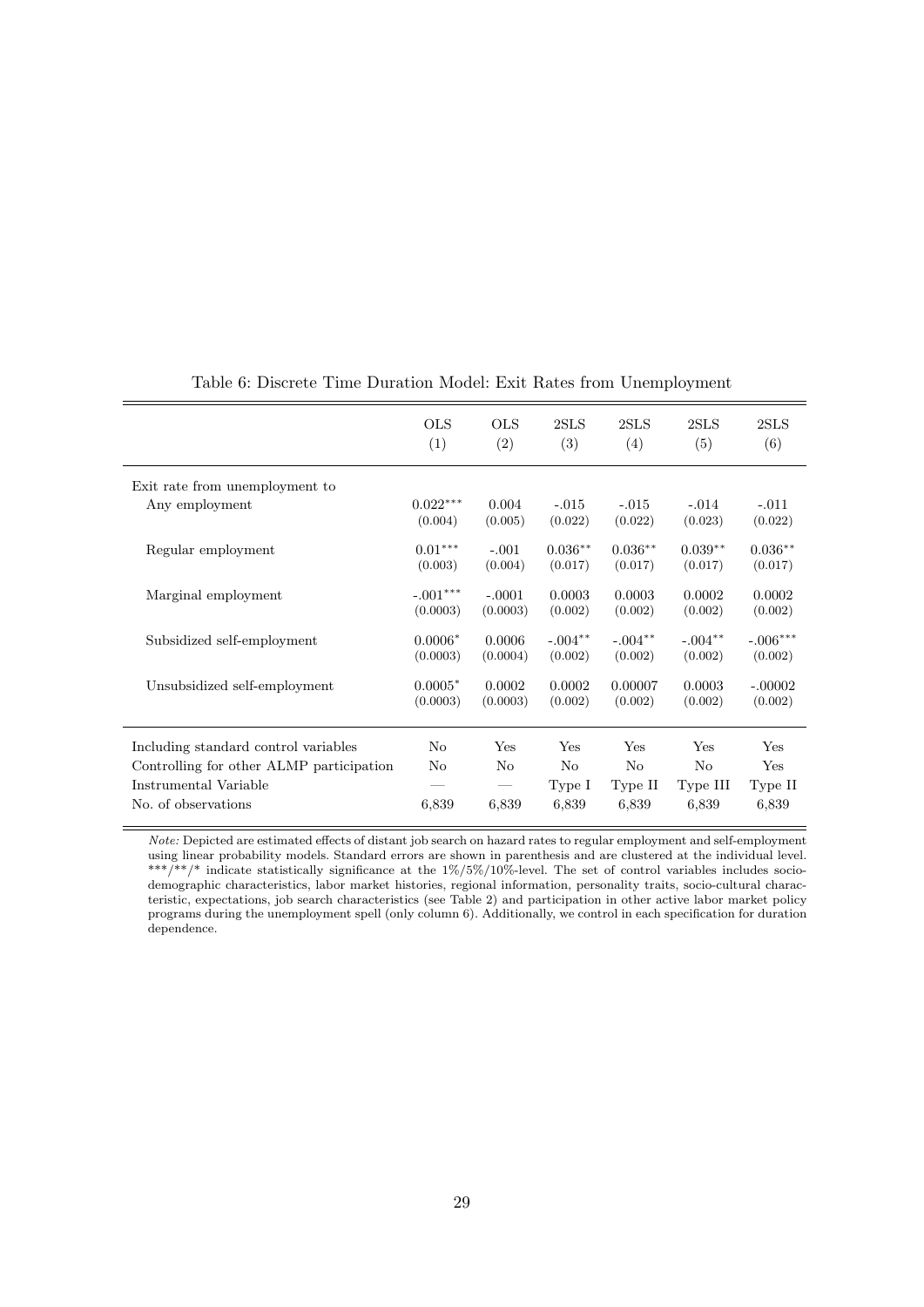Table 6: Discrete Time Duration Model: Exit Rates from Unemployment

| | OLS (1) | OLS (2) | 2SLS (3) | 2SLS (4) | 2SLS (5) | 2SLS (6) |
|---|---|---|---|---|---|---|
| Exit rate from unemployment to | | | | | | |
| Any employment | 0.022*** | 0.004 | -.015 | -.015 | -.014 | -.011 |
| | (0.004) | (0.005) | (0.022) | (0.022) | (0.023) | (0.022) |
| Regular employment | 0.01*** | -.001 | 0.036** | 0.036** | 0.039** | 0.036** |
| | (0.003) | (0.004) | (0.017) | (0.017) | (0.017) | (0.017) |
| Marginal employment | -.001*** | -.0001 | 0.0003 | 0.0003 | 0.0002 | 0.0002 |
| | (0.0003) | (0.0003) | (0.002) | (0.002) | (0.002) | (0.002) |
| Subsidized self-employment | 0.0006* | 0.0006 | -.004** | -.004** | -.004** | -.006*** |
| | (0.0003) | (0.0004) | (0.002) | (0.002) | (0.002) | (0.002) |
| Unsubsidized self-employment | 0.0005* | 0.0002 | 0.0002 | 0.00007 | 0.0003 | -.00002 |
| | (0.0003) | (0.0003) | (0.002) | (0.002) | (0.002) | (0.002) |
| Including standard control variables | No | Yes | Yes | Yes | Yes | Yes |
| Controlling for other ALMP participation | No | No | No | No | No | Yes |
| Instrumental Variable | — | — | Type I | Type II | Type III | Type II |
| No. of observations | 6,839 | 6,839 | 6,839 | 6,839 | 6,839 | 6,839 |

*Note:* Depicted are estimated effects of distant job search on hazard rates to regular employment and self-employment using linear probability models. Standard errors are shown in parenthesis and are clustered at the individual level. ***/**/* indicate statistically significance at the 1%/5%/10%-level. The set of control variables includes socio-demographic characteristics, labor market histories, regional information, personality traits, socio-cultural characteristic, expectations, job search characteristics (see Table 2) and participation in other active labor market policy programs during the unemployment spell (only column 6). Additionally, we control in each specification for duration dependence.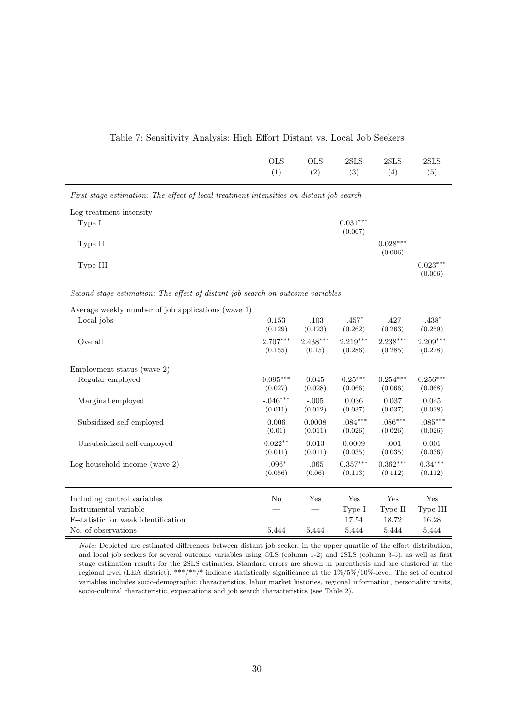Table 7: Sensitivity Analysis: High Effort Distant vs. Local Job Seekers

| | OLS (1) | OLS (2) | 2SLS (3) | 2SLS (4) | 2SLS (5) |
|---|---|---|---|---|---|
| *First stage estimation: The effect of local treatment intensities on distant job search* | | | | | |
| Log treatment intensity | | | | | |
| Type I | | | $0.031^{***}$ (0.007) | | |
| Type II | | | | $0.028^{***}$ (0.006) | |
| Type III | | | | | $0.023^{***}$ (0.006) |
| *Second stage estimation: The effect of distant job search on outcome variables* | | | | | |
| Average weekly number of job applications (wave 1) | | | | | |
| Local jobs | 0.153 (0.129) | -.103 (0.123) | $-.457^{*}$ (0.262) | -.427 (0.263) | $-.438^{*}$ (0.259) |
| Overall | $2.707^{***}$ (0.155) | $2.438^{***}$ (0.15) | $2.219^{***}$ (0.286) | $2.238^{***}$ (0.285) | $2.209^{***}$ (0.278) |
| Employment status (wave 2) | | | | | |
| Regular employed | $0.095^{***}$ (0.027) | 0.045 (0.028) | $0.25^{***}$ (0.066) | $0.254^{***}$ (0.066) | $0.256^{***}$ (0.068) |
| Marginal employed | $-.046^{***}$ (0.011) | -.005 (0.012) | 0.036 (0.037) | 0.037 (0.037) | 0.045 (0.038) |
| Subsidized self-employed | 0.006 (0.01) | 0.0008 (0.011) | $-.084^{***}$ (0.026) | $-.086^{***}$ (0.026) | $-.085^{***}$ (0.026) |
| Unsubsidized self-employed | $0.022^{**}$ (0.011) | 0.013 (0.011) | 0.0009 (0.035) | -.001 (0.035) | 0.001 (0.036) |
| Log household income (wave 2) | $-.096^{*}$ (0.056) | -.065 (0.06) | $0.357^{***}$ (0.113) | $0.362^{***}$ (0.112) | $0.34^{***}$ (0.112) |
| Including control variables | No | Yes | Yes | Yes | Yes |
| Instrumental variable | — | — | Type I | Type II | Type III |
| F-statistic for weak identification | — | — | 17.54 | 18.72 | 16.28 |
| No. of observations | 5,444 | 5,444 | 5,444 | 5,444 | 5,444 |

*Note:* Depicted are estimated differences between distant job seeker, in the upper quartile of the effort distribution, and local job seekers for several outcome variables using OLS (column 1-2) and 2SLS (column 3-5), as well as first stage estimation results for the 2SLS estimates. Standard errors are shown in parenthesis and are clustered at the regional level (LEA district). ***/**/* indicate statistically significance at the 1%/5%/10%-level. The set of control variables includes socio-demographic characteristics, labor market histories, regional information, personality traits, socio-cultural characteristic, expectations and job search characteristics (see Table 2).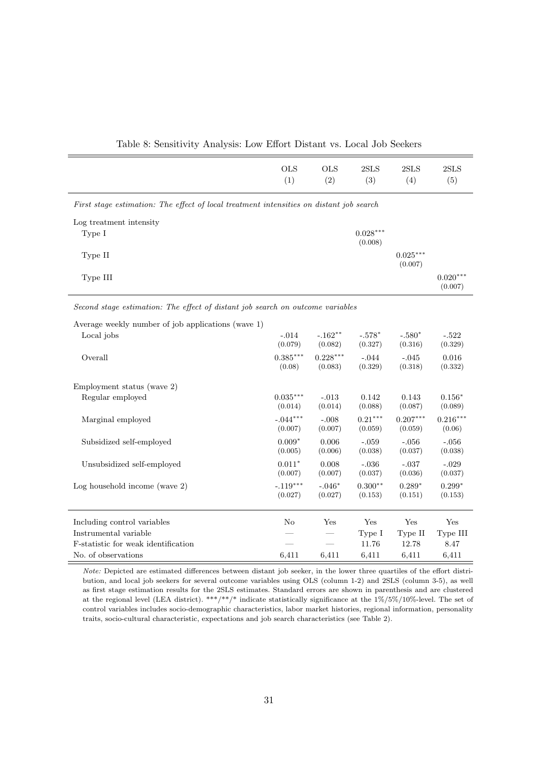Table 8: Sensitivity Analysis: Low Effort Distant vs. Local Job Seekers

| | OLS (1) | OLS (2) | 2SLS (3) | 2SLS (4) | 2SLS (5) |
|---|---|---|---|---|---|
| *First stage estimation: The effect of local treatment intensities on distant job search* | | | | | |
| Log treatment intensity | | | | | |
| Type I | | | $0.028^{***}$ (0.008) | | |
| Type II | | | | $0.025^{***}$ (0.007) | |
| Type III | | | | | $0.020^{***}$ (0.007) |
| *Second stage estimation: The effect of distant job search on outcome variables* | | | | | |
| Average weekly number of job applications (wave 1) | | | | | |
| Local jobs | -.014 (0.079) | $-.162^{**}$ (0.082) | $-.578^{*}$ (0.327) | $-.580^{*}$ (0.316) | -.522 (0.329) |
| Overall | $0.385^{***}$ (0.08) | $0.228^{***}$ (0.083) | -.044 (0.329) | -.045 (0.318) | 0.016 (0.332) |
| Employment status (wave 2) | | | | | |
| Regular employed | $0.035^{***}$ (0.014) | -.013 (0.014) | 0.142 (0.088) | 0.143 (0.087) | $0.156^{*}$ (0.089) |
| Marginal employed | $-.044^{***}$ (0.007) | -.008 (0.007) | $0.21^{***}$ (0.059) | $0.207^{***}$ (0.059) | $0.216^{***}$ (0.06) |
| Subsidized self-employed | $0.009^{*}$ (0.005) | 0.006 (0.006) | -.059 (0.038) | -.056 (0.037) | -.056 (0.038) |
| Unsubsidized self-employed | $0.011^{*}$ (0.007) | 0.008 (0.007) | -.036 (0.037) | -.037 (0.036) | -.029 (0.037) |
| Log household income (wave 2) | $-.119^{***}$ (0.027) | $-.046^{*}$ (0.027) | $0.300^{**}$ (0.153) | $0.289^{*}$ (0.151) | $0.299^{*}$ (0.153) |
| Including control variables | No | Yes | Yes | Yes | Yes |
| Instrumental variable | — | — | Type I | Type II | Type III |
| F-statistic for weak identification | — | — | 11.76 | 12.78 | 8.47 |
| No. of observations | 6,411 | 6,411 | 6,411 | 6,411 | 6,411 |

*Note:* Depicted are estimated differences between distant job seeker, in the lower three quartiles of the effort distribution, and local job seekers for several outcome variables using OLS (column 1-2) and 2SLS (column 3-5), as well as first stage estimation results for the 2SLS estimates. Standard errors are shown in parenthesis and are clustered at the regional level (LEA district). ***/**/* indicate statistically significance at the 1%/5%/10%-level. The set of control variables includes socio-demographic characteristics, labor market histories, regional information, personality traits, socio-cultural characteristic, expectations and job search characteristics (see Table 2).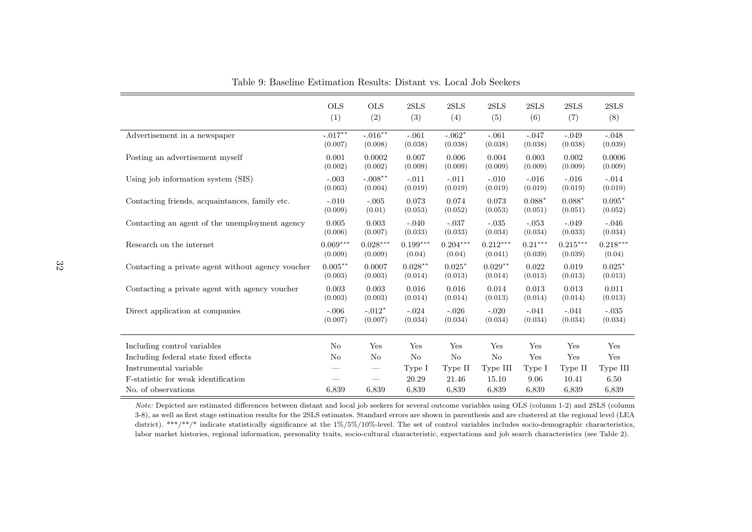Table 9: Baseline Estimation Results: Distant vs. Local Job Seekers

| | OLS (1) | OLS (2) | 2SLS (3) | 2SLS (4) | 2SLS (5) | 2SLS (6) | 2SLS (7) | 2SLS (8) |
|---|---|---|---|---|---|---|---|---|
| Advertisement in a newspaper | -.017** | -.016** | -.061 | -.062* | -.061 | -.047 | -.049 | -.048 |
| | (0.007) | (0.008) | (0.038) | (0.038) | (0.038) | (0.038) | (0.038) | (0.039) |
| Posting an advertisement myself | 0.001 | 0.0002 | 0.007 | 0.006 | 0.004 | 0.003 | 0.002 | 0.0006 |
| | (0.002) | (0.002) | (0.009) | (0.009) | (0.009) | (0.009) | (0.009) | (0.009) |
| Using job information system (SIS) | -.003 | -.008** | -.011 | -.011 | -.010 | -.016 | -.016 | -.014 |
| | (0.003) | (0.004) | (0.019) | (0.019) | (0.019) | (0.019) | (0.019) | (0.019) |
| Contacting friends, acquaintances, family etc. | -.010 | -.005 | 0.073 | 0.074 | 0.073 | 0.088* | 0.088* | 0.095* |
| | (0.009) | (0.01) | (0.053) | (0.052) | (0.053) | (0.051) | (0.051) | (0.052) |
| Contacting an agent of the unemployment agency | 0.005 | 0.003 | -.040 | -.037 | -.035 | -.053 | -.049 | -.046 |
| | (0.006) | (0.007) | (0.033) | (0.033) | (0.034) | (0.034) | (0.033) | (0.034) |
| Research on the internet | 0.069*** | 0.028*** | 0.199*** | 0.204*** | 0.212*** | 0.21*** | 0.215*** | 0.218*** |
| | (0.009) | (0.009) | (0.04) | (0.04) | (0.041) | (0.039) | (0.039) | (0.04) |
| Contacting a private agent without agency voucher | 0.005** | 0.0007 | 0.028** | 0.025* | 0.029** | 0.022 | 0.019 | 0.025* |
| | (0.003) | (0.003) | (0.014) | (0.013) | (0.014) | (0.013) | (0.013) | (0.013) |
| Contacting a private agent with agency voucher | 0.003 | 0.003 | 0.016 | 0.016 | 0.014 | 0.013 | 0.013 | 0.011 |
| | (0.003) | (0.003) | (0.014) | (0.014) | (0.013) | (0.014) | (0.014) | (0.013) |
| Direct application at companies | -.006 | -.012* | -.024 | -.026 | -.020 | -.041 | -.041 | -.035 |
| | (0.007) | (0.007) | (0.034) | (0.034) | (0.034) | (0.034) | (0.034) | (0.034) |
| Including control variables | No | Yes | Yes | Yes | Yes | Yes | Yes | Yes |
| Including federal state fixed effects | No | No | No | No | No | Yes | Yes | Yes |
| Instrumental variable | — | — | Type I | Type II | Type III | Type I | Type II | Type III |
| F-statistic for weak identification | — | — | 20.29 | 21.46 | 15.10 | 9.06 | 10.41 | 6.50 |
| No. of observations | 6,839 | 6,839 | 6,839 | 6,839 | 6,839 | 6,839 | 6,839 | 6,839 |

*Note:* Depicted are estimated differences between distant and local job seekers for several outcome variables using OLS (column 1-2) and 2SLS (column 3-8), as well as first stage estimation results for the 2SLS estimates. Standard errors are shown in parenthesis and are clustered at the regional level (LEA district). \*\*\*/\*\*/\* indicate statistically significance at the 1%/5%/10%-level. The set of control variables includes socio-demographic characteristics, labor market histories, regional information, personality traits, socio-cultural characteristic, expectations and job search characteristics (see Table 2).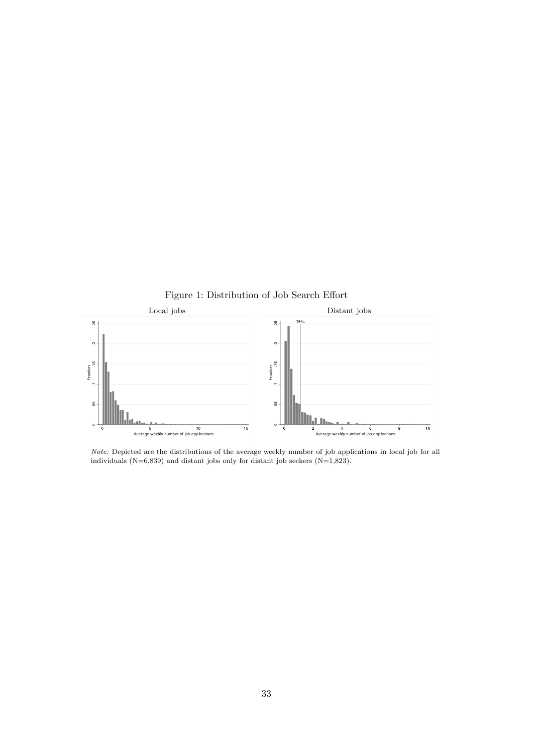Figure 1: Distribution of Job Search Effort

Local jobs

Fraction

0
.05
.1
.15
.2
.25

0
5
10
15

Average weekly number of job applications

Distant jobs

75%

Fraction

0
.05
.1
.15
.2
.25

0
2
4
6
8
10

Average weekly number of job applications

*Note:* Depicted are the distributions of the average weekly number of job applications in local job for all individuals (N=6,839) and distant jobs only for distant job seekers (N=1,823).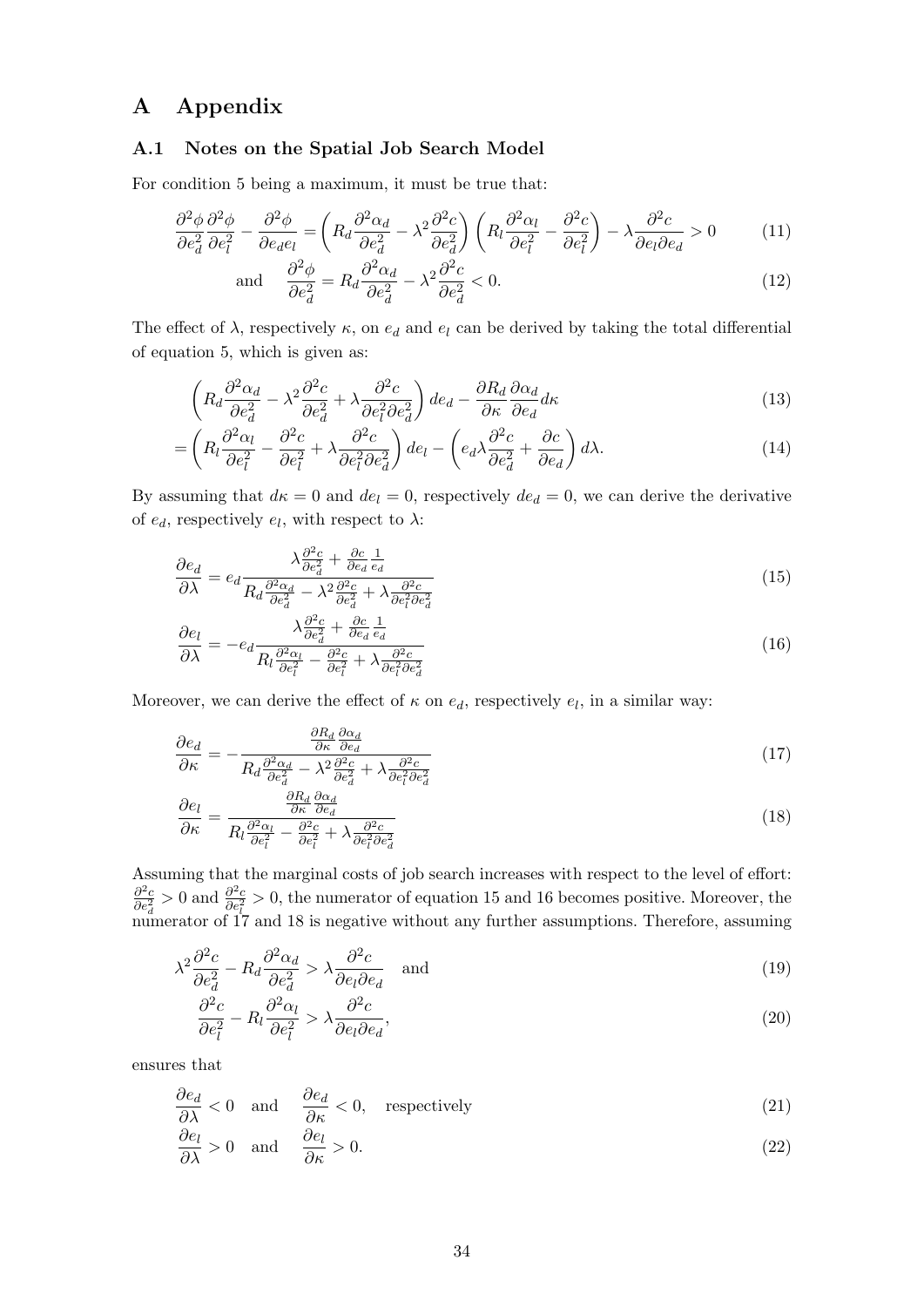# A Appendix

## A.1 Notes on the Spatial Job Search Model

For condition 5 being a maximum, it must be true that:

$$\frac{\partial^2 \phi}{\partial e_d^2}\frac{\partial^2 \phi}{\partial e_l^2} - \frac{\partial^2 \phi}{\partial e_d e_l} = \left( R_d \frac{\partial^2 \alpha_d}{\partial e_d^2} - \lambda^2 \frac{\partial^2 c}{\partial e_d^2} \right) \left( R_l \frac{\partial^2 \alpha_l}{\partial e_l^2} - \frac{\partial^2 c}{\partial e_l^2} \right) - \lambda \frac{\partial^2 c}{\partial e_l \partial e_d} > 0 \tag{11}$$

$$\text{and} \quad \frac{\partial^2 \phi}{\partial e_d^2} = R_d \frac{\partial^2 \alpha_d}{\partial e_d^2} - \lambda^2 \frac{\partial^2 c}{\partial e_d^2} < 0. \tag{12}$$

The effect of $\lambda$, respectively $\kappa$, on $e_d$ and $e_l$ can be derived by taking the total differential of equation 5, which is given as:

$$\left( R_d \frac{\partial^2 \alpha_d}{\partial e_d^2} - \lambda^2 \frac{\partial^2 c}{\partial e_d^2} + \lambda \frac{\partial^2 c}{\partial e_l^2 \partial e_d^2} \right) de_d - \frac{\partial R_d}{\partial \kappa} \frac{\partial \alpha_d}{\partial e_d} d\kappa \tag{13}$$

$$= \left( R_l \frac{\partial^2 \alpha_l}{\partial e_l^2} - \frac{\partial^2 c}{\partial e_l^2} + \lambda \frac{\partial^2 c}{\partial e_l^2 \partial e_d^2} \right) de_l - \left( e_d \lambda \frac{\partial^2 c}{\partial e_d^2} + \frac{\partial c}{\partial e_d} \right) d\lambda. \tag{14}$$

By assuming that $d\kappa = 0$ and $de_l = 0$, respectively $de_d = 0$, we can derive the derivative of $e_d$, respectively $e_l$, with respect to $\lambda$:

$$\frac{\partial e_d}{\partial \lambda} = e_d \frac{\lambda \frac{\partial^2 c}{\partial e_d^2} + \frac{\partial c}{\partial e_d}\frac{1}{e_d}}{R_d \frac{\partial^2 \alpha_d}{\partial e_d^2} - \lambda^2 \frac{\partial^2 c}{\partial e_d^2} + \lambda \frac{\partial^2 c}{\partial e_l^2 \partial e_d^2}} \tag{15}$$

$$\frac{\partial e_l}{\partial \lambda} = -e_d \frac{\lambda \frac{\partial^2 c}{\partial e_d^2} + \frac{\partial c}{\partial e_d}\frac{1}{e_d}}{R_l \frac{\partial^2 \alpha_l}{\partial e_l^2} - \frac{\partial^2 c}{\partial e_l^2} + \lambda \frac{\partial^2 c}{\partial e_l^2 \partial e_d^2}} \tag{16}$$

Moreover, we can derive the effect of $\kappa$ on $e_d$, respectively $e_l$, in a similar way:

$$\frac{\partial e_d}{\partial \kappa} = -\frac{\frac{\partial R_d}{\partial \kappa}\frac{\partial \alpha_d}{\partial e_d}}{R_d \frac{\partial^2 \alpha_d}{\partial e_d^2} - \lambda^2 \frac{\partial^2 c}{\partial e_d^2} + \lambda \frac{\partial^2 c}{\partial e_l^2 \partial e_d^2}} \tag{17}$$

$$\frac{\partial e_l}{\partial \kappa} = \frac{\frac{\partial R_d}{\partial \kappa}\frac{\partial \alpha_d}{\partial e_d}}{R_l \frac{\partial^2 \alpha_l}{\partial e_l^2} - \frac{\partial^2 c}{\partial e_l^2} + \lambda \frac{\partial^2 c}{\partial e_l^2 \partial e_d^2}} \tag{18}$$

Assuming that the marginal costs of job search increases with respect to the level of effort: $\frac{\partial^2 c}{\partial e_d^2} > 0$ and $\frac{\partial^2 c}{\partial e_l^2} > 0$, the numerator of equation 15 and 16 becomes positive. Moreover, the numerator of 17 and 18 is negative without any further assumptions. Therefore, assuming

$$\lambda^2 \frac{\partial^2 c}{\partial e_d^2} - R_d \frac{\partial^2 \alpha_d}{\partial e_d^2} > \lambda \frac{\partial^2 c}{\partial e_l \partial e_d} \quad \text{and} \tag{19}$$

$$\frac{\partial^2 c}{\partial e_l^2} - R_l \frac{\partial^2 \alpha_l}{\partial e_l^2} > \lambda \frac{\partial^2 c}{\partial e_l \partial e_d}, \tag{20}$$

ensures that

$$\frac{\partial e_d}{\partial \lambda} < 0 \quad \text{and} \quad \frac{\partial e_d}{\partial \kappa} < 0, \quad \text{respectively} \tag{21}$$

$$\frac{\partial e_l}{\partial \lambda} > 0 \quad \text{and} \quad \frac{\partial e_l}{\partial \kappa} > 0. \tag{22}$$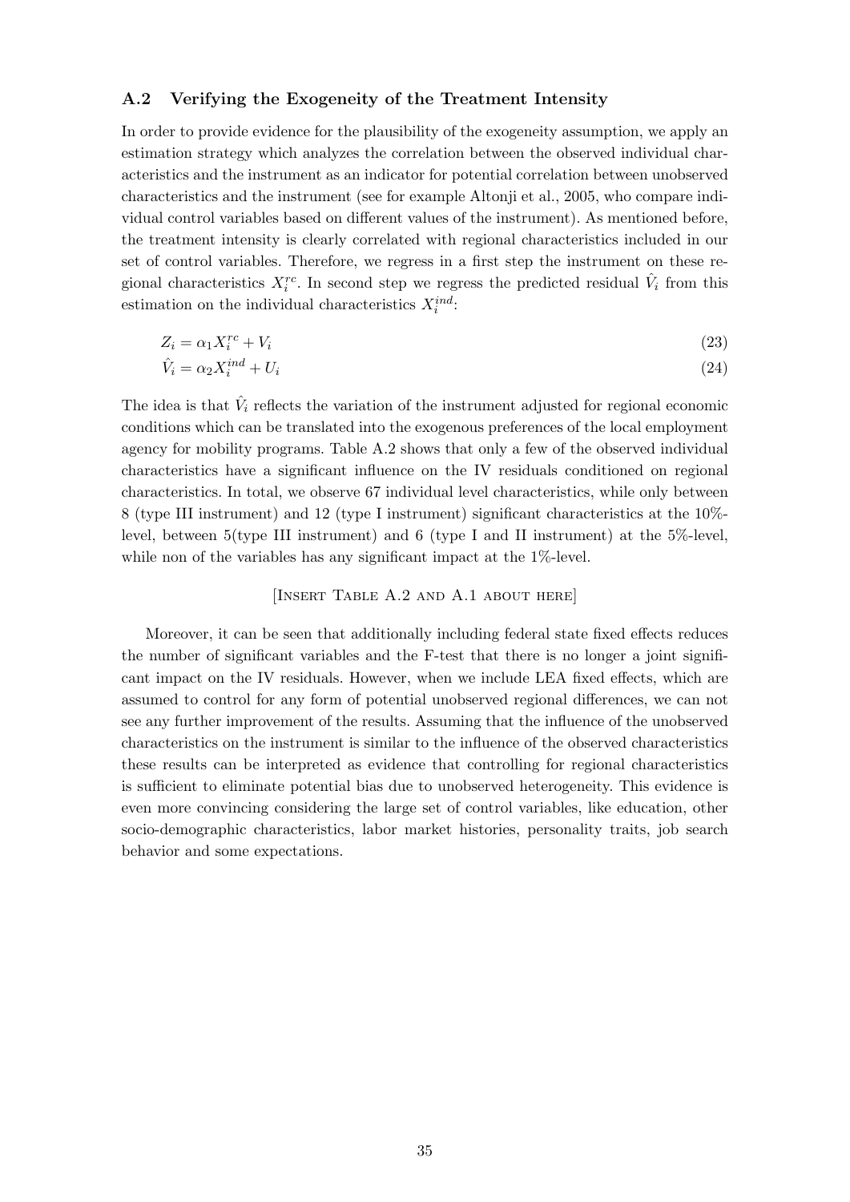### A.2 Verifying the Exogeneity of the Treatment Intensity

In order to provide evidence for the plausibility of the exogeneity assumption, we apply an estimation strategy which analyzes the correlation between the observed individual characteristics and the instrument as an indicator for potential correlation between unobserved characteristics and the instrument (see for example Altonji et al., 2005, who compare individual control variables based on different values of the instrument). As mentioned before, the treatment intensity is clearly correlated with regional characteristics included in our set of control variables. Therefore, we regress in a first step the instrument on these regional characteristics $X_i^{rc}$. In second step we regress the predicted residual $\hat{V}_i$ from this estimation on the individual characteristics $X_i^{ind}$:

$$Z_i = \alpha_1 X_i^{rc} + V_i \tag{23}$$

$$\hat{V}_i = \alpha_2 X_i^{ind} + U_i \tag{24}$$

The idea is that $\hat{V}_i$ reflects the variation of the instrument adjusted for regional economic conditions which can be translated into the exogenous preferences of the local employment agency for mobility programs. Table A.2 shows that only a few of the observed individual characteristics have a significant influence on the IV residuals conditioned on regional characteristics. In total, we observe 67 individual level characteristics, while only between 8 (type III instrument) and 12 (type I instrument) significant characteristics at the 10%-level, between 5(type III instrument) and 6 (type I and II instrument) at the 5%-level, while non of the variables has any significant impact at the 1%-level.

[Insert Table A.2 and A.1 about here]

Moreover, it can be seen that additionally including federal state fixed effects reduces the number of significant variables and the F-test that there is no longer a joint significant impact on the IV residuals. However, when we include LEA fixed effects, which are assumed to control for any form of potential unobserved regional differences, we can not see any further improvement of the results. Assuming that the influence of the unobserved characteristics on the instrument is similar to the influence of the observed characteristics these results can be interpreted as evidence that controlling for regional characteristics is sufficient to eliminate potential bias due to unobserved heterogeneity. This evidence is even more convincing considering the large set of control variables, like education, other socio-demographic characteristics, labor market histories, personality traits, job search behavior and some expectations.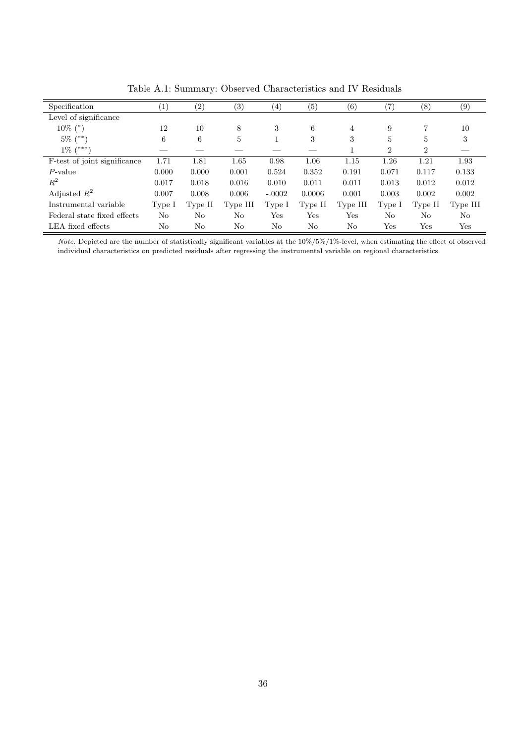Table A.1: Summary: Observed Characteristics and IV Residuals

| Specification | (1) | (2) | (3) | (4) | (5) | (6) | (7) | (8) | (9) |
|---|---|---|---|---|---|---|---|---|---|
| Level of significance | | | | | | | | | |
| 10% (*) | 12 | 10 | 8 | 3 | 6 | 4 | 9 | 7 | 10 |
| 5% (**) | 6 | 6 | 5 | 1 | 3 | 3 | 5 | 5 | 3 |
| 1% (***) | — | — | — | — | — | 1 | 2 | 2 | — |
| F-test of joint significance | 1.71 | 1.81 | 1.65 | 0.98 | 1.06 | 1.15 | 1.26 | 1.21 | 1.93 |
| $P$-value | 0.000 | 0.000 | 0.001 | 0.524 | 0.352 | 0.191 | 0.071 | 0.117 | 0.133 |
| $R^2$ | 0.017 | 0.018 | 0.016 | 0.010 | 0.011 | 0.011 | 0.013 | 0.012 | 0.012 |
| Adjusted $R^2$ | 0.007 | 0.008 | 0.006 | -.0002 | 0.0006 | 0.001 | 0.003 | 0.002 | 0.002 |
| Instrumental variable | Type I | Type II | Type III | Type I | Type II | Type III | Type I | Type II | Type III |
| Federal state fixed effects | No | No | No | Yes | Yes | Yes | No | No | No |
| LEA fixed effects | No | No | No | No | No | No | Yes | Yes | Yes |

*Note:* Depicted are the number of statistically significant variables at the 10%/5%/1%-level, when estimating the effect of observed individual characteristics on predicted residuals after regressing the instrumental variable on regional characteristics.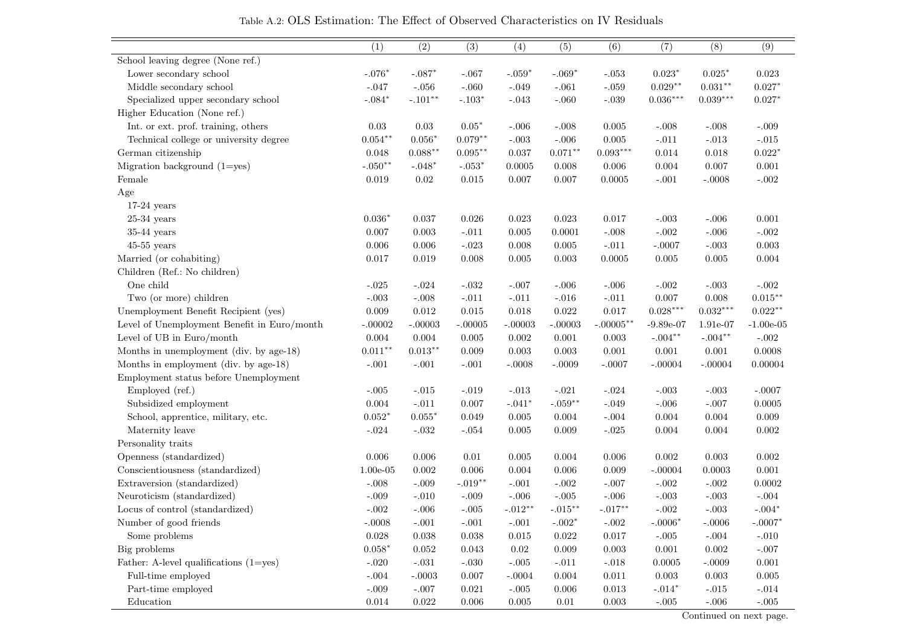Table A.2: OLS Estimation: The Effect of Observed Characteristics on IV Residuals

| | (1) | (2) | (3) | (4) | (5) | (6) | (7) | (8) | (9) |
|---|---|---|---|---|---|---|---|---|---|
| School leaving degree (None ref.) | | | | | | | | | |
| Lower secondary school | -.076* | -.087* | -.067 | -.059* | -.069* | -.053 | 0.023* | 0.025* | 0.023 |
| Middle secondary school | -.047 | -.056 | -.060 | -.049 | -.061 | -.059 | 0.029** | 0.031** | 0.027* |
| Specialized upper secondary school | -.084* | -.101** | -.103* | -.043 | -.060 | -.039 | 0.036*** | 0.039*** | 0.027* |
| Higher Education (None ref.) | | | | | | | | | |
| Int. or ext. prof. training, others | 0.03 | 0.03 | 0.05* | -.006 | -.008 | 0.005 | -.008 | -.008 | -.009 |
| Technical college or university degree | 0.054** | 0.056* | 0.079** | -.003 | -.006 | 0.005 | -.011 | -.013 | -.015 |
| German citizenship | 0.048 | 0.088** | 0.095** | 0.037 | 0.071** | 0.093*** | 0.014 | 0.018 | 0.022* |
| Migration background (1=yes) | -.050** | -.048* | -.053* | 0.0005 | 0.008 | 0.006 | 0.004 | 0.007 | 0.001 |
| Female | 0.019 | 0.02 | 0.015 | 0.007 | 0.007 | 0.0005 | -.001 | -.0008 | -.002 |
| Age | | | | | | | | | |
| 17-24 years | | | | | | | | | |
| 25-34 years | 0.036* | 0.037 | 0.026 | 0.023 | 0.023 | 0.017 | -.003 | -.006 | 0.001 |
| 35-44 years | 0.007 | 0.003 | -.011 | 0.005 | 0.0001 | -.008 | -.002 | -.006 | -.002 |
| 45-55 years | 0.006 | 0.006 | -.023 | 0.008 | 0.005 | -.011 | -.0007 | -.003 | 0.003 |
| Married (or cohabiting) | 0.017 | 0.019 | 0.008 | 0.005 | 0.003 | 0.0005 | 0.005 | 0.005 | 0.004 |
| Children (Ref.: No children) | | | | | | | | | |
| One child | -.025 | -.024 | -.032 | -.007 | -.006 | -.006 | -.002 | -.003 | -.002 |
| Two (or more) children | -.003 | -.008 | -.011 | -.011 | -.016 | -.011 | 0.007 | 0.008 | 0.015** |
| Unemployment Benefit Recipient (yes) | 0.009 | 0.012 | 0.015 | 0.018 | 0.022 | 0.017 | 0.028*** | 0.032*** | 0.022** |
| Level of Unemployment Benefit in Euro/month | -.00002 | -.00003 | -.00005 | -.00003 | -.00003 | -.00005** | -9.89e-07 | 1.91e-07 | -1.00e-05 |
| Level of UB in Euro/month | 0.004 | 0.004 | 0.005 | 0.002 | 0.001 | 0.003 | -.004** | -.004** | -.002 |
| Months in unemployment (div. by age-18) | 0.011** | 0.013** | 0.009 | 0.003 | 0.003 | 0.001 | 0.001 | 0.001 | 0.0008 |
| Months in employment (div. by age-18) | -.001 | -.001 | -.001 | -.0008 | -.0009 | -.0007 | -.00004 | -.00004 | 0.00004 |
| Employment status before Unemployment | | | | | | | | | |
| Employed (ref.) | -.005 | -.015 | -.019 | -.013 | -.021 | -.024 | -.003 | -.003 | -.0007 |
| Subsidized employment | 0.004 | -.011 | 0.007 | -.041* | -.059** | -.049 | -.006 | -.007 | 0.0005 |
| School, apprentice, military, etc. | 0.052* | 0.055* | 0.049 | 0.005 | 0.004 | -.004 | 0.004 | 0.004 | 0.009 |
| Maternity leave | -.024 | -.032 | -.054 | 0.005 | 0.009 | -.025 | 0.004 | 0.004 | 0.002 |
| Personality traits | | | | | | | | | |
| Openness (standardized) | 0.006 | 0.006 | 0.01 | 0.005 | 0.004 | 0.006 | 0.002 | 0.003 | 0.002 |
| Conscientiousness (standardized) | 1.00e-05 | 0.002 | 0.006 | 0.004 | 0.006 | 0.009 | -.00004 | 0.0003 | 0.001 |
| Extraversion (standardized) | -.008 | -.009 | -.019** | -.001 | -.002 | -.007 | -.002 | -.002 | 0.0002 |
| Neuroticism (standardized) | -.009 | -.010 | -.009 | -.006 | -.005 | -.006 | -.003 | -.003 | -.004 |
| Locus of control (standardized) | -.002 | -.006 | -.005 | -.012** | -.015** | -.017** | -.002 | -.003 | -.004* |
| Number of good friends | -.0008 | -.001 | -.001 | -.001 | -.002* | -.002 | -.0006* | -.0006 | -.0007* |
| Some problems | 0.028 | 0.038 | 0.038 | 0.015 | 0.022 | 0.017 | -.005 | -.004 | -.010 |
| Big problems | 0.058* | 0.052 | 0.043 | 0.02 | 0.009 | 0.003 | 0.001 | 0.002 | -.007 |
| Father: A-level qualifications (1=yes) | -.020 | -.031 | -.030 | -.005 | -.011 | -.018 | 0.0005 | -.0009 | 0.001 |
| Full-time employed | -.004 | -.0003 | 0.007 | -.0004 | 0.004 | 0.011 | 0.003 | 0.003 | 0.005 |
| Part-time employed | -.009 | -.007 | 0.021 | -.005 | 0.006 | 0.013 | -.014* | -.015 | -.014 |
| Education | 0.014 | 0.022 | 0.006 | 0.005 | 0.01 | 0.003 | -.005 | -.006 | -.005 |

Continued on next page.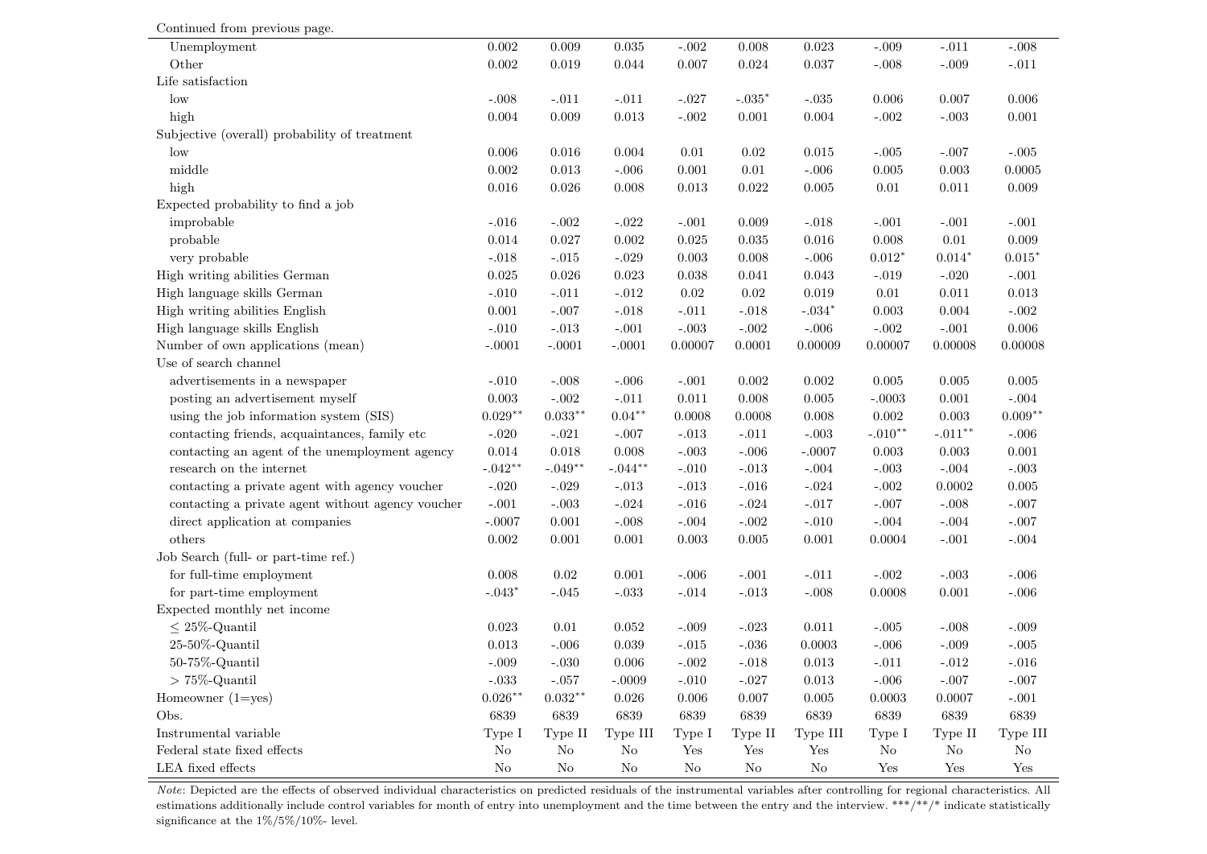Continued from previous page.

| | | | | | | | | | |
|---|---|---|---|---|---|---|---|---|---|
| Unemployment | 0.002 | 0.009 | 0.035 | -.002 | 0.008 | 0.023 | -.009 | -.011 | -.008 |
| Other | 0.002 | 0.019 | 0.044 | 0.007 | 0.024 | 0.037 | -.008 | -.009 | -.011 |
| Life satisfaction | | | | | | | | | |
| low | -.008 | -.011 | -.011 | -.027 | -.035* | -.035 | 0.006 | 0.007 | 0.006 |
| high | 0.004 | 0.009 | 0.013 | -.002 | 0.001 | 0.004 | -.002 | -.003 | 0.001 |
| Subjective (overall) probability of treatment | | | | | | | | | |
| low | 0.006 | 0.016 | 0.004 | 0.01 | 0.02 | 0.015 | -.005 | -.007 | -.005 |
| middle | 0.002 | 0.013 | -.006 | 0.001 | 0.01 | -.006 | 0.005 | 0.003 | 0.0005 |
| high | 0.016 | 0.026 | 0.008 | 0.013 | 0.022 | 0.005 | 0.01 | 0.011 | 0.009 |
| Expected probability to find a job | | | | | | | | | |
| improbable | -.016 | -.002 | -.022 | -.001 | 0.009 | -.018 | -.001 | -.001 | -.001 |
| probable | 0.014 | 0.027 | 0.002 | 0.025 | 0.035 | 0.016 | 0.008 | 0.01 | 0.009 |
| very probable | -.018 | -.015 | -.029 | 0.003 | 0.008 | -.006 | 0.012* | 0.014* | 0.015* |
| High writing abilities German | 0.025 | 0.026 | 0.023 | 0.038 | 0.041 | 0.043 | -.019 | -.020 | -.001 |
| High language skills German | -.010 | -.011 | -.012 | 0.02 | 0.02 | 0.019 | 0.01 | 0.011 | 0.013 |
| High writing abilities English | 0.001 | -.007 | -.018 | -.011 | -.018 | -.034* | 0.003 | 0.004 | -.002 |
| High language skills English | -.010 | -.013 | -.001 | -.003 | -.002 | -.006 | -.002 | -.001 | 0.006 |
| Number of own applications (mean) | -.0001 | -.0001 | -.0001 | 0.00007 | 0.0001 | 0.00009 | 0.00007 | 0.00008 | 0.00008 |
| Use of search channel | | | | | | | | | |
| advertisements in a newspaper | -.010 | -.008 | -.006 | -.001 | 0.002 | 0.002 | 0.005 | 0.005 | 0.005 |
| posting an advertisement myself | 0.003 | -.002 | -.011 | 0.011 | 0.008 | 0.005 | -.0003 | 0.001 | -.004 |
| using the job information system (SIS) | 0.029** | 0.033** | 0.04** | 0.0008 | 0.0008 | 0.008 | 0.002 | 0.003 | 0.009** |
| contacting friends, acquaintances, family etc | -.020 | -.021 | -.007 | -.013 | -.011 | -.003 | -.010** | -.011** | -.006 |
| contacting an agent of the unemployment agency | 0.014 | 0.018 | 0.008 | -.003 | -.006 | -.0007 | 0.003 | 0.003 | 0.001 |
| research on the internet | -.042** | -.049** | -.044** | -.010 | -.013 | -.004 | -.003 | -.004 | -.003 |
| contacting a private agent with agency voucher | -.020 | -.029 | -.013 | -.013 | -.016 | -.024 | -.002 | 0.0002 | 0.005 |
| contacting a private agent without agency voucher | -.001 | -.003 | -.024 | -.016 | -.024 | -.017 | -.007 | -.008 | -.007 |
| direct application at companies | -.0007 | 0.001 | -.008 | -.004 | -.002 | -.010 | -.004 | -.004 | -.007 |
| others | 0.002 | 0.001 | 0.001 | 0.003 | 0.005 | 0.001 | 0.0004 | -.001 | -.004 |
| Job Search (full- or part-time ref.) | | | | | | | | | |
| for full-time employment | 0.008 | 0.02 | 0.001 | -.006 | -.001 | -.011 | -.002 | -.003 | -.006 |
| for part-time employment | -.043* | -.045 | -.033 | -.014 | -.013 | -.008 | 0.0008 | 0.001 | -.006 |
| Expected monthly net income | | | | | | | | | |
| ≤ 25%-Quantil | 0.023 | 0.01 | 0.052 | -.009 | -.023 | 0.011 | -.005 | -.008 | -.009 |
| 25-50%-Quantil | 0.013 | -.006 | 0.039 | -.015 | -.036 | 0.0003 | -.006 | -.009 | -.005 |
| 50-75%-Quantil | -.009 | -.030 | 0.006 | -.002 | -.018 | 0.013 | -.011 | -.012 | -.016 |
| > 75%-Quantil | -.033 | -.057 | -.0009 | -.010 | -.027 | 0.013 | -.006 | -.007 | -.007 |
| Homeowner (1=yes) | 0.026** | 0.032** | 0.026 | 0.006 | 0.007 | 0.005 | 0.0003 | 0.0007 | -.001 |
| Obs. | 6839 | 6839 | 6839 | 6839 | 6839 | 6839 | 6839 | 6839 | 6839 |
| Instrumental variable | Type I | Type II | Type III | Type I | Type II | Type III | Type I | Type II | Type III |
| Federal state fixed effects | No | No | No | Yes | Yes | Yes | No | No | No |
| LEA fixed effects | No | No | No | No | No | No | Yes | Yes | Yes |

*Note*: Depicted are the effects of observed individual characteristics on predicted residuals of the instrumental variables after controlling for regional characteristics. All estimations additionally include control variables for month of entry into unemployment and the time between the entry and the interview. ***/**/* indicate statistically significance at the 1%/5%/10%- level.